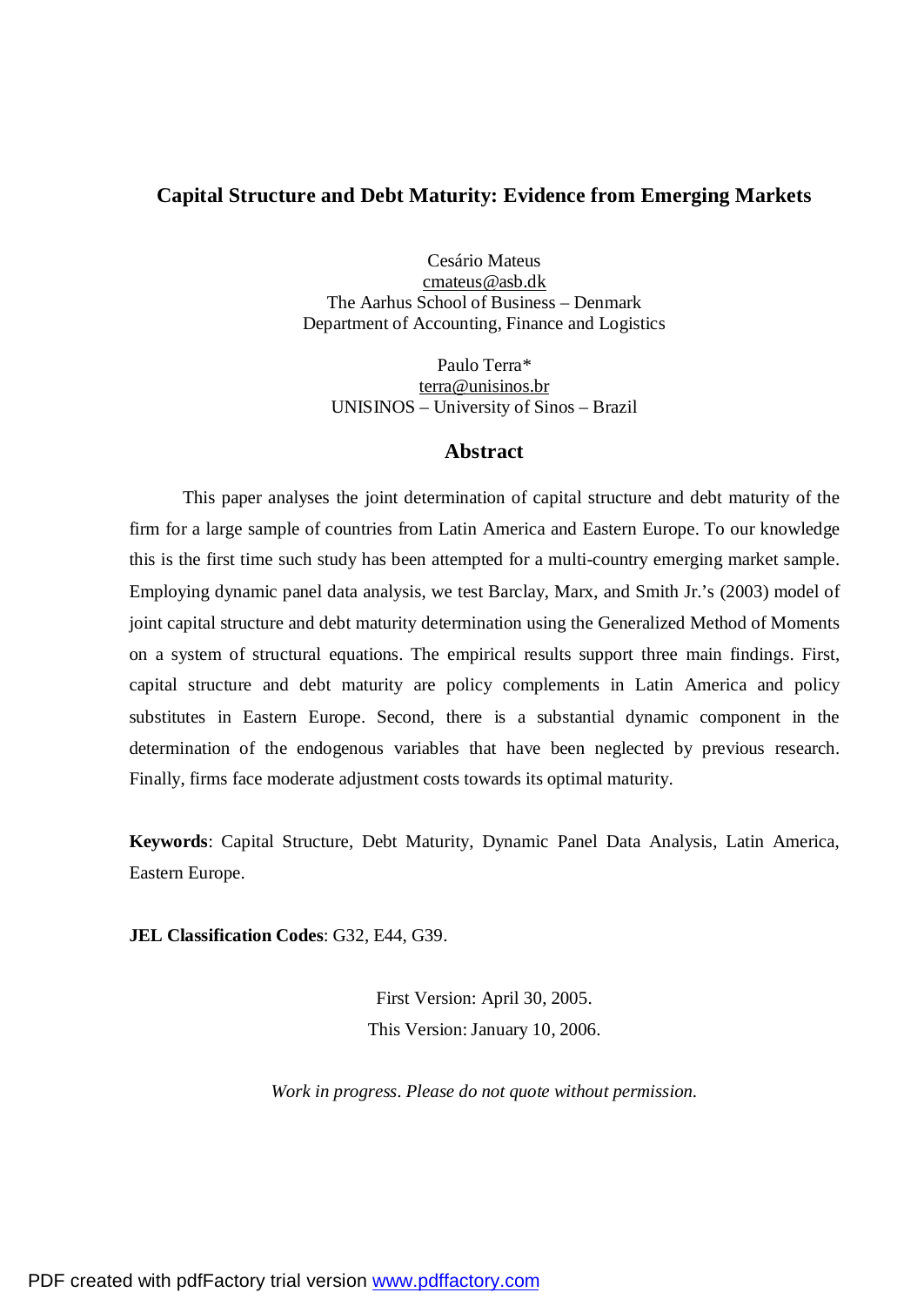# Capital Structure and Debt Maturity: Evidence from Emerging Markets

Cesário Mateus
cmateus@asb.dk
The Aarhus School of Business – Denmark
Department of Accounting, Finance and Logistics

Paulo Terra*
terra@unisinos.br
UNISINOS – University of Sinos – Brazil

## Abstract

This paper analyses the joint determination of capital structure and debt maturity of the firm for a large sample of countries from Latin America and Eastern Europe. To our knowledge this is the first time such study has been attempted for a multi-country emerging market sample. Employing dynamic panel data analysis, we test Barclay, Marx, and Smith Jr.'s (2003) model of joint capital structure and debt maturity determination using the Generalized Method of Moments on a system of structural equations. The empirical results support three main findings. First, capital structure and debt maturity are policy complements in Latin America and policy substitutes in Eastern Europe. Second, there is a substantial dynamic component in the determination of the endogenous variables that have been neglected by previous research. Finally, firms face moderate adjustment costs towards its optimal maturity.

**Keywords**: Capital Structure, Debt Maturity, Dynamic Panel Data Analysis, Latin America, Eastern Europe.

**JEL Classification Codes**: G32, E44, G39.

First Version: April 30, 2005.
This Version: January 10, 2006.

*Work in progress. Please do not quote without permission.*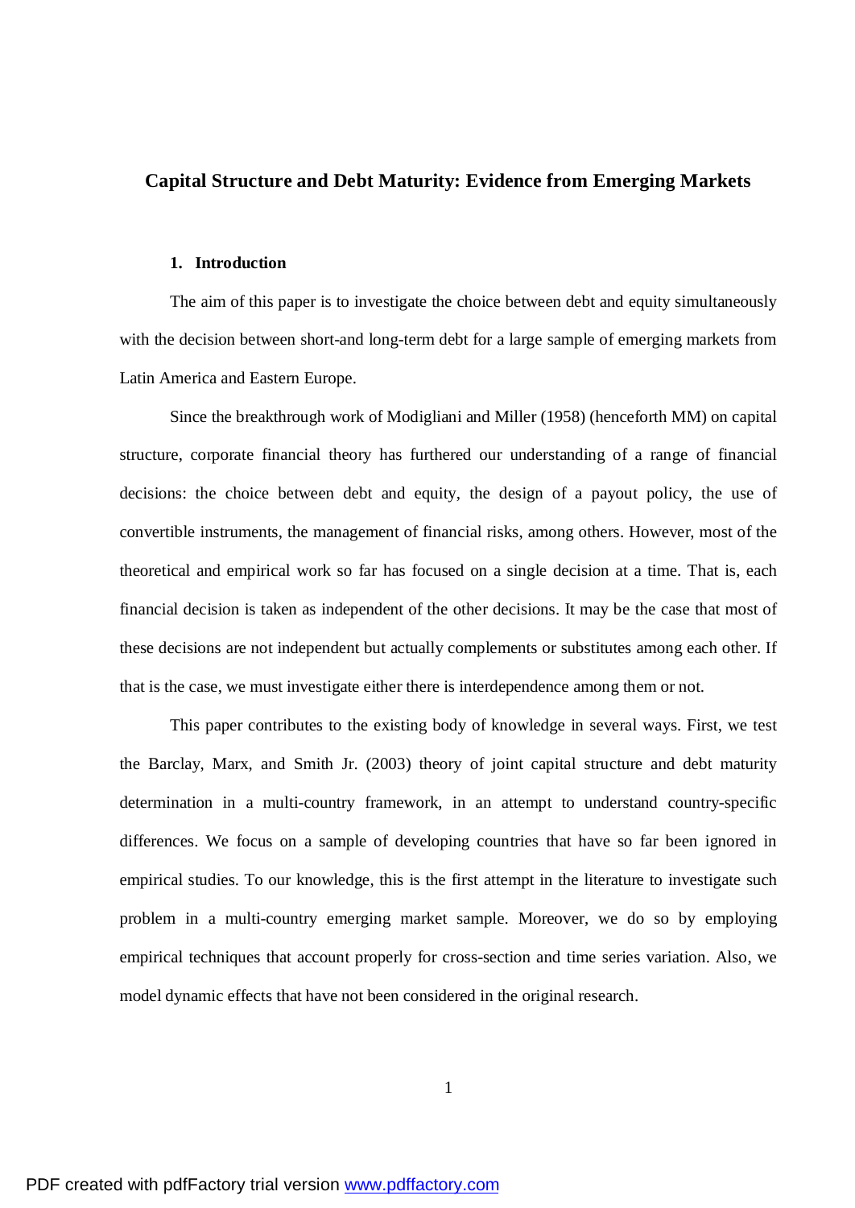# Capital Structure and Debt Maturity: Evidence from Emerging Markets

## 1. Introduction

The aim of this paper is to investigate the choice between debt and equity simultaneously with the decision between short-and long-term debt for a large sample of emerging markets from Latin America and Eastern Europe.

Since the breakthrough work of Modigliani and Miller (1958) (henceforth MM) on capital structure, corporate financial theory has furthered our understanding of a range of financial decisions: the choice between debt and equity, the design of a payout policy, the use of convertible instruments, the management of financial risks, among others. However, most of the theoretical and empirical work so far has focused on a single decision at a time. That is, each financial decision is taken as independent of the other decisions. It may be the case that most of these decisions are not independent but actually complements or substitutes among each other. If that is the case, we must investigate either there is interdependence among them or not.

This paper contributes to the existing body of knowledge in several ways. First, we test the Barclay, Marx, and Smith Jr. (2003) theory of joint capital structure and debt maturity determination in a multi-country framework, in an attempt to understand country-specific differences. We focus on a sample of developing countries that have so far been ignored in empirical studies. To our knowledge, this is the first attempt in the literature to investigate such problem in a multi-country emerging market sample. Moreover, we do so by employing empirical techniques that account properly for cross-section and time series variation. Also, we model dynamic effects that have not been considered in the original research.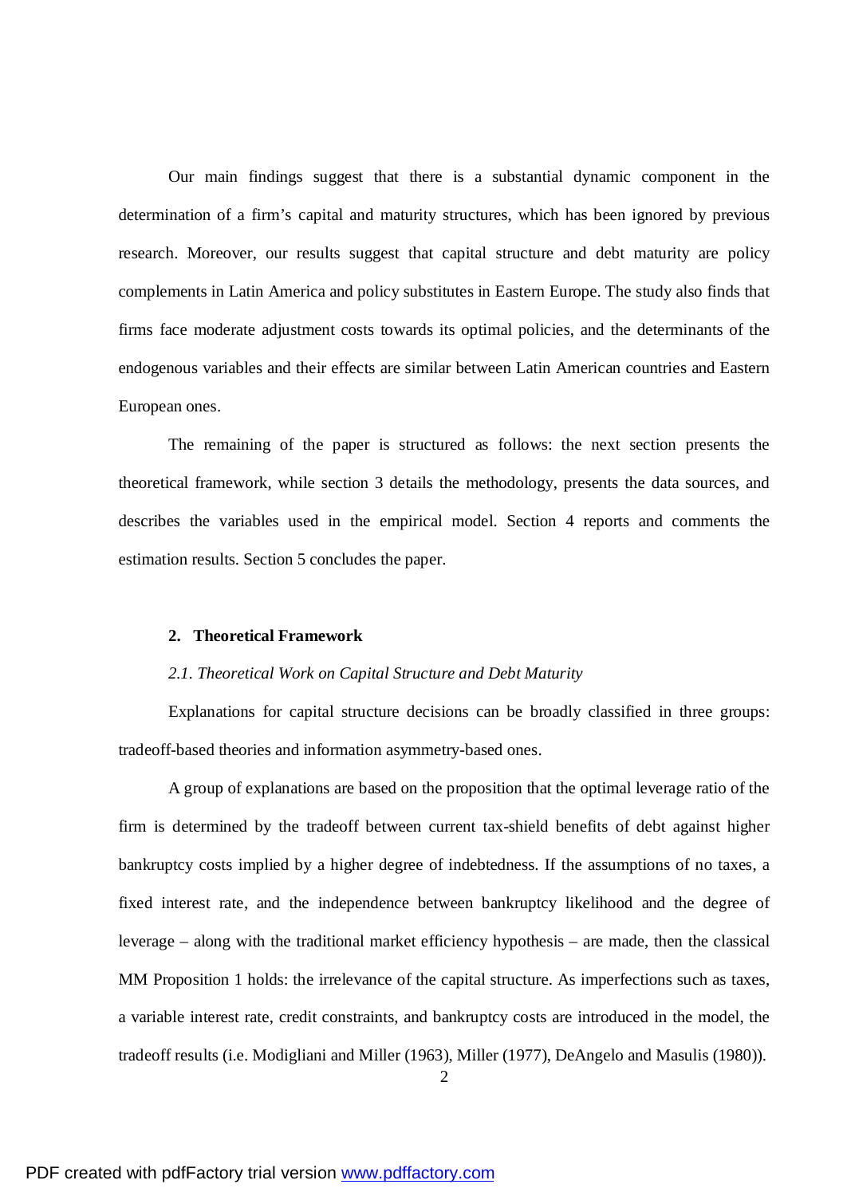Our main findings suggest that there is a substantial dynamic component in the determination of a firm's capital and maturity structures, which has been ignored by previous research. Moreover, our results suggest that capital structure and debt maturity are policy complements in Latin America and policy substitutes in Eastern Europe. The study also finds that firms face moderate adjustment costs towards its optimal policies, and the determinants of the endogenous variables and their effects are similar between Latin American countries and Eastern European ones.

The remaining of the paper is structured as follows: the next section presents the theoretical framework, while section 3 details the methodology, presents the data sources, and describes the variables used in the empirical model. Section 4 reports and comments the estimation results. Section 5 concludes the paper.

## 2. Theoretical Framework

### *2.1. Theoretical Work on Capital Structure and Debt Maturity*

Explanations for capital structure decisions can be broadly classified in three groups: tradeoff-based theories and information asymmetry-based ones.

A group of explanations are based on the proposition that the optimal leverage ratio of the firm is determined by the tradeoff between current tax-shield benefits of debt against higher bankruptcy costs implied by a higher degree of indebtedness. If the assumptions of no taxes, a fixed interest rate, and the independence between bankruptcy likelihood and the degree of leverage – along with the traditional market efficiency hypothesis – are made, then the classical MM Proposition 1 holds: the irrelevance of the capital structure. As imperfections such as taxes, a variable interest rate, credit constraints, and bankruptcy costs are introduced in the model, the tradeoff results (i.e. Modigliani and Miller (1963), Miller (1977), DeAngelo and Masulis (1980)).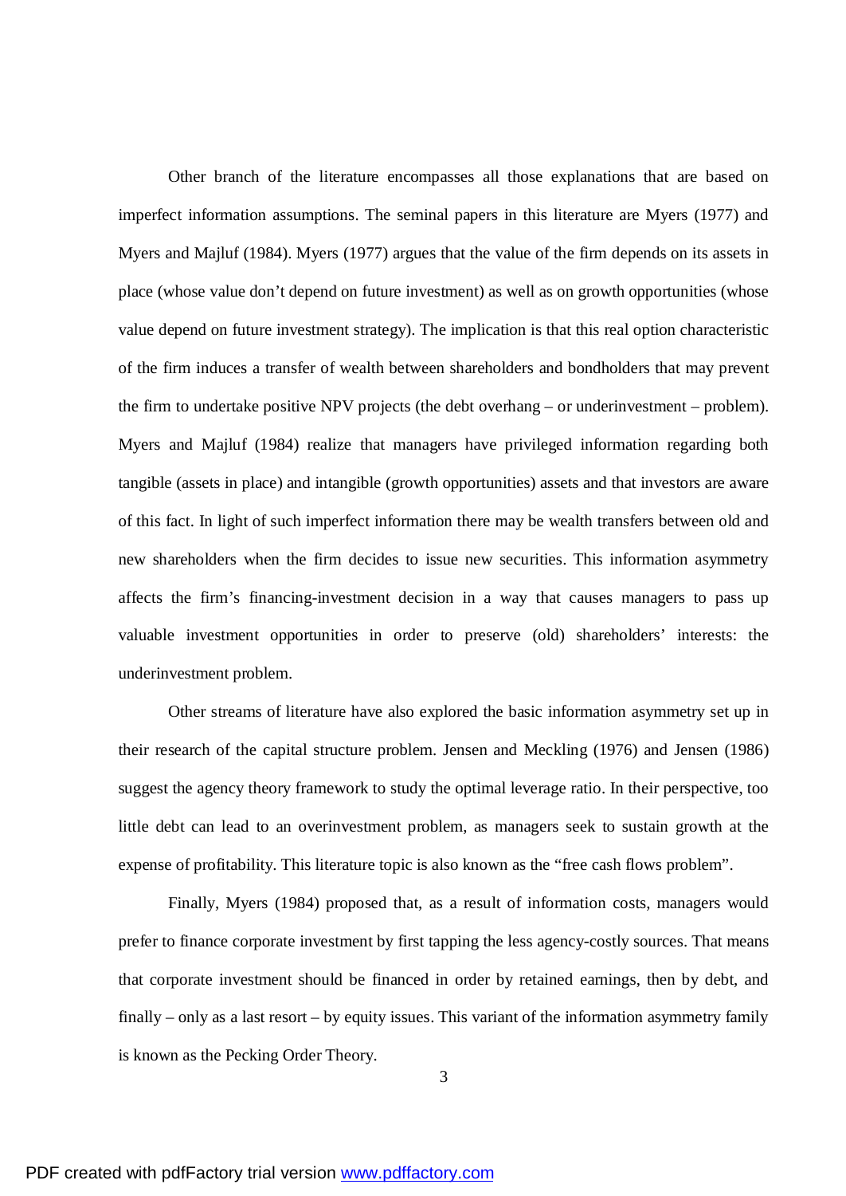Other branch of the literature encompasses all those explanations that are based on imperfect information assumptions. The seminal papers in this literature are Myers (1977) and Myers and Majluf (1984). Myers (1977) argues that the value of the firm depends on its assets in place (whose value don't depend on future investment) as well as on growth opportunities (whose value depend on future investment strategy). The implication is that this real option characteristic of the firm induces a transfer of wealth between shareholders and bondholders that may prevent the firm to undertake positive NPV projects (the debt overhang – or underinvestment – problem). Myers and Majluf (1984) realize that managers have privileged information regarding both tangible (assets in place) and intangible (growth opportunities) assets and that investors are aware of this fact. In light of such imperfect information there may be wealth transfers between old and new shareholders when the firm decides to issue new securities. This information asymmetry affects the firm's financing-investment decision in a way that causes managers to pass up valuable investment opportunities in order to preserve (old) shareholders' interests: the underinvestment problem.

Other streams of literature have also explored the basic information asymmetry set up in their research of the capital structure problem. Jensen and Meckling (1976) and Jensen (1986) suggest the agency theory framework to study the optimal leverage ratio. In their perspective, too little debt can lead to an overinvestment problem, as managers seek to sustain growth at the expense of profitability. This literature topic is also known as the "free cash flows problem".

Finally, Myers (1984) proposed that, as a result of information costs, managers would prefer to finance corporate investment by first tapping the less agency-costly sources. That means that corporate investment should be financed in order by retained earnings, then by debt, and finally – only as a last resort – by equity issues. This variant of the information asymmetry family is known as the Pecking Order Theory.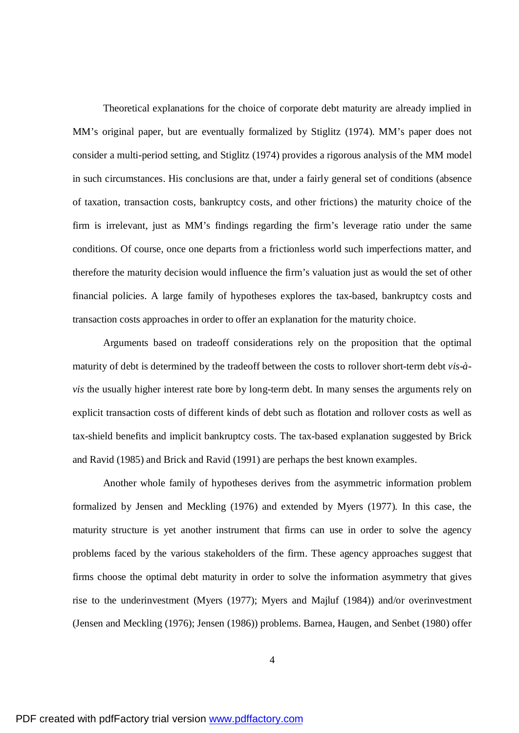Theoretical explanations for the choice of corporate debt maturity are already implied in MM's original paper, but are eventually formalized by Stiglitz (1974). MM's paper does not consider a multi-period setting, and Stiglitz (1974) provides a rigorous analysis of the MM model in such circumstances. His conclusions are that, under a fairly general set of conditions (absence of taxation, transaction costs, bankruptcy costs, and other frictions) the maturity choice of the firm is irrelevant, just as MM's findings regarding the firm's leverage ratio under the same conditions. Of course, once one departs from a frictionless world such imperfections matter, and therefore the maturity decision would influence the firm's valuation just as would the set of other financial policies. A large family of hypotheses explores the tax-based, bankruptcy costs and transaction costs approaches in order to offer an explanation for the maturity choice.

Arguments based on tradeoff considerations rely on the proposition that the optimal maturity of debt is determined by the tradeoff between the costs to rollover short-term debt *vis-à-vis* the usually higher interest rate bore by long-term debt. In many senses the arguments rely on explicit transaction costs of different kinds of debt such as flotation and rollover costs as well as tax-shield benefits and implicit bankruptcy costs. The tax-based explanation suggested by Brick and Ravid (1985) and Brick and Ravid (1991) are perhaps the best known examples.

Another whole family of hypotheses derives from the asymmetric information problem formalized by Jensen and Meckling (1976) and extended by Myers (1977). In this case, the maturity structure is yet another instrument that firms can use in order to solve the agency problems faced by the various stakeholders of the firm. These agency approaches suggest that firms choose the optimal debt maturity in order to solve the information asymmetry that gives rise to the underinvestment (Myers (1977); Myers and Majluf (1984)) and/or overinvestment (Jensen and Meckling (1976); Jensen (1986)) problems. Barnea, Haugen, and Senbet (1980) offer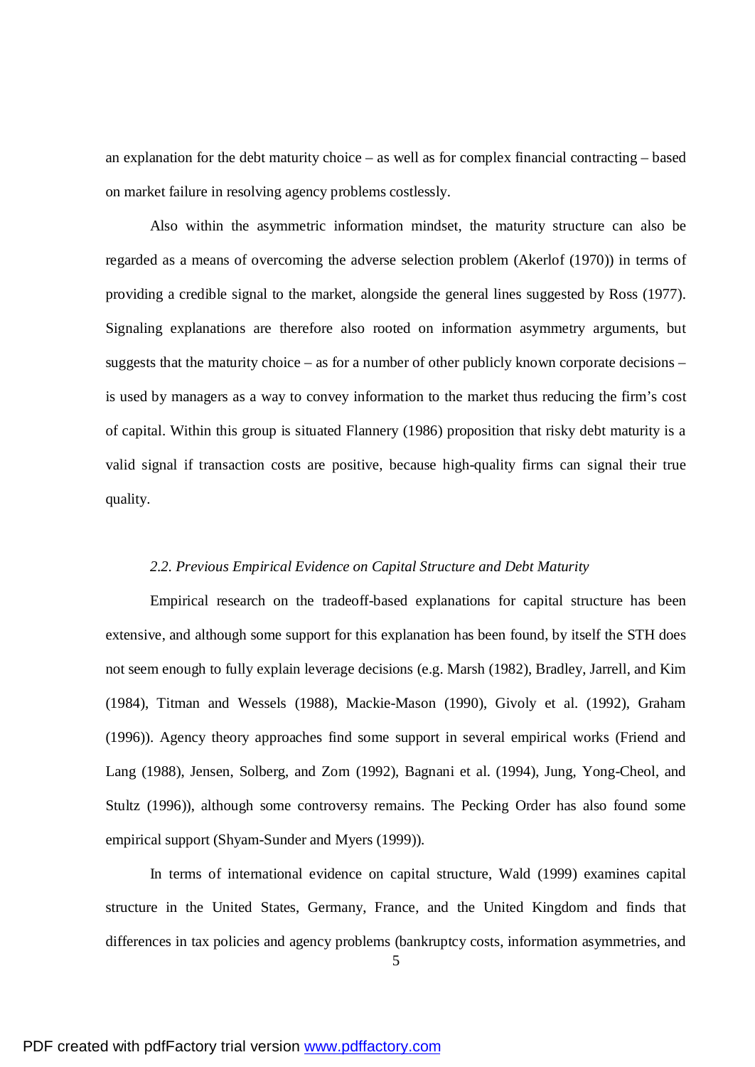an explanation for the debt maturity choice – as well as for complex financial contracting – based on market failure in resolving agency problems costlessly.

Also within the asymmetric information mindset, the maturity structure can also be regarded as a means of overcoming the adverse selection problem (Akerlof (1970)) in terms of providing a credible signal to the market, alongside the general lines suggested by Ross (1977). Signaling explanations are therefore also rooted on information asymmetry arguments, but suggests that the maturity choice – as for a number of other publicly known corporate decisions – is used by managers as a way to convey information to the market thus reducing the firm's cost of capital. Within this group is situated Flannery (1986) proposition that risky debt maturity is a valid signal if transaction costs are positive, because high-quality firms can signal their true quality.

### *2.2. Previous Empirical Evidence on Capital Structure and Debt Maturity*

Empirical research on the tradeoff-based explanations for capital structure has been extensive, and although some support for this explanation has been found, by itself the STH does not seem enough to fully explain leverage decisions (e.g. Marsh (1982), Bradley, Jarrell, and Kim (1984), Titman and Wessels (1988), Mackie-Mason (1990), Givoly et al. (1992), Graham (1996)). Agency theory approaches find some support in several empirical works (Friend and Lang (1988), Jensen, Solberg, and Zorn (1992), Bagnani et al. (1994), Jung, Yong-Cheol, and Stultz (1996)), although some controversy remains. The Pecking Order has also found some empirical support (Shyam-Sunder and Myers (1999)).

In terms of international evidence on capital structure, Wald (1999) examines capital structure in the United States, Germany, France, and the United Kingdom and finds that differences in tax policies and agency problems (bankruptcy costs, information asymmetries, and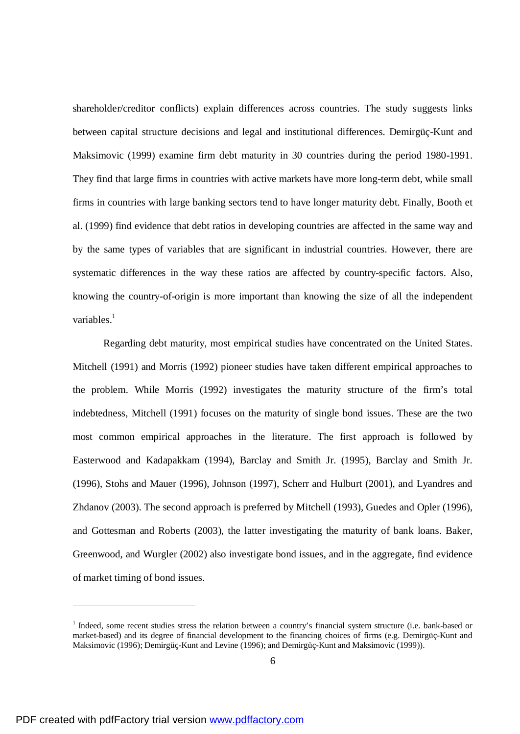shareholder/creditor conflicts) explain differences across countries. The study suggests links between capital structure decisions and legal and institutional differences. Demirgüç-Kunt and Maksimovic (1999) examine firm debt maturity in 30 countries during the period 1980-1991. They find that large firms in countries with active markets have more long-term debt, while small firms in countries with large banking sectors tend to have longer maturity debt. Finally, Booth et al. (1999) find evidence that debt ratios in developing countries are affected in the same way and by the same types of variables that are significant in industrial countries. However, there are systematic differences in the way these ratios are affected by country-specific factors. Also, knowing the country-of-origin is more important than knowing the size of all the independent variables.[1]

Regarding debt maturity, most empirical studies have concentrated on the United States. Mitchell (1991) and Morris (1992) pioneer studies have taken different empirical approaches to the problem. While Morris (1992) investigates the maturity structure of the firm's total indebtedness, Mitchell (1991) focuses on the maturity of single bond issues. These are the two most common empirical approaches in the literature. The first approach is followed by Easterwood and Kadapakkam (1994), Barclay and Smith Jr. (1995), Barclay and Smith Jr. (1996), Stohs and Mauer (1996), Johnson (1997), Scherr and Hulburt (2001), and Lyandres and Zhdanov (2003). The second approach is preferred by Mitchell (1993), Guedes and Opler (1996), and Gottesman and Roberts (2003), the latter investigating the maturity of bank loans. Baker, Greenwood, and Wurgler (2002) also investigate bond issues, and in the aggregate, find evidence of market timing of bond issues.

---

[1] Indeed, some recent studies stress the relation between a country's financial system structure (i.e. bank-based or market-based) and its degree of financial development to the financing choices of firms (e.g. Demirgüç-Kunt and Maksimovic (1996); Demirgüç-Kunt and Levine (1996); and Demirgüç-Kunt and Maksimovic (1999)).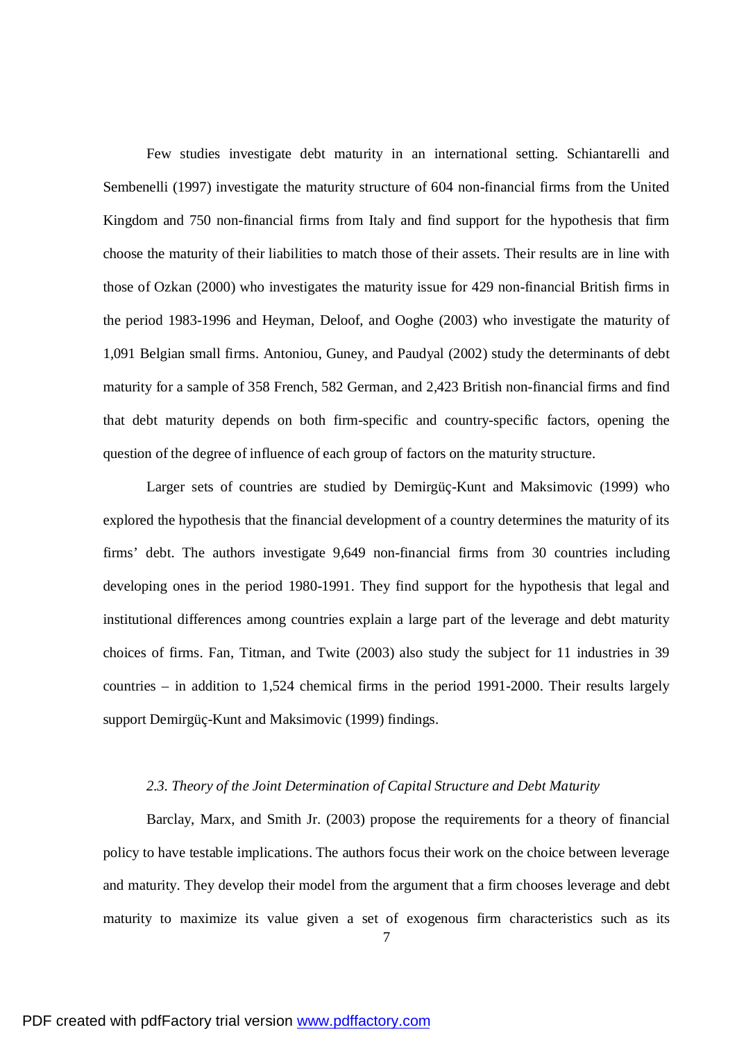Few studies investigate debt maturity in an international setting. Schiantarelli and Sembenelli (1997) investigate the maturity structure of 604 non-financial firms from the United Kingdom and 750 non-financial firms from Italy and find support for the hypothesis that firm choose the maturity of their liabilities to match those of their assets. Their results are in line with those of Ozkan (2000) who investigates the maturity issue for 429 non-financial British firms in the period 1983-1996 and Heyman, Deloof, and Ooghe (2003) who investigate the maturity of 1,091 Belgian small firms. Antoniou, Guney, and Paudyal (2002) study the determinants of debt maturity for a sample of 358 French, 582 German, and 2,423 British non-financial firms and find that debt maturity depends on both firm-specific and country-specific factors, opening the question of the degree of influence of each group of factors on the maturity structure.

Larger sets of countries are studied by Demirgüç-Kunt and Maksimovic (1999) who explored the hypothesis that the financial development of a country determines the maturity of its firms' debt. The authors investigate 9,649 non-financial firms from 30 countries including developing ones in the period 1980-1991. They find support for the hypothesis that legal and institutional differences among countries explain a large part of the leverage and debt maturity choices of firms. Fan, Titman, and Twite (2003) also study the subject for 11 industries in 39 countries – in addition to 1,524 chemical firms in the period 1991-2000. Their results largely support Demirgüç-Kunt and Maksimovic (1999) findings.

### *2.3. Theory of the Joint Determination of Capital Structure and Debt Maturity*

Barclay, Marx, and Smith Jr. (2003) propose the requirements for a theory of financial policy to have testable implications. The authors focus their work on the choice between leverage and maturity. They develop their model from the argument that a firm chooses leverage and debt maturity to maximize its value given a set of exogenous firm characteristics such as its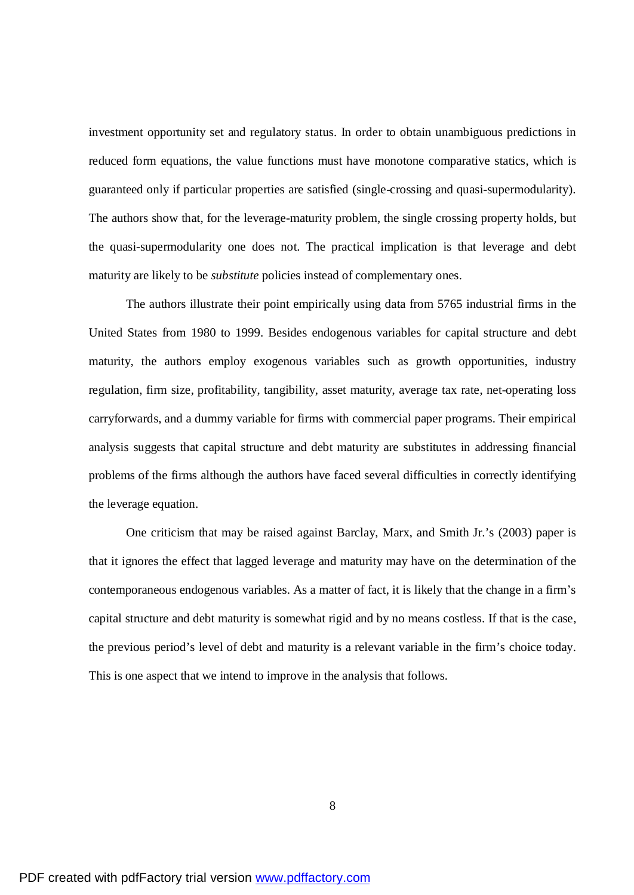investment opportunity set and regulatory status. In order to obtain unambiguous predictions in reduced form equations, the value functions must have monotone comparative statics, which is guaranteed only if particular properties are satisfied (single-crossing and quasi-supermodularity). The authors show that, for the leverage-maturity problem, the single crossing property holds, but the quasi-supermodularity one does not. The practical implication is that leverage and debt maturity are likely to be *substitute* policies instead of complementary ones.

The authors illustrate their point empirically using data from 5765 industrial firms in the United States from 1980 to 1999. Besides endogenous variables for capital structure and debt maturity, the authors employ exogenous variables such as growth opportunities, industry regulation, firm size, profitability, tangibility, asset maturity, average tax rate, net-operating loss carryforwards, and a dummy variable for firms with commercial paper programs. Their empirical analysis suggests that capital structure and debt maturity are substitutes in addressing financial problems of the firms although the authors have faced several difficulties in correctly identifying the leverage equation.

One criticism that may be raised against Barclay, Marx, and Smith Jr.'s (2003) paper is that it ignores the effect that lagged leverage and maturity may have on the determination of the contemporaneous endogenous variables. As a matter of fact, it is likely that the change in a firm's capital structure and debt maturity is somewhat rigid and by no means costless. If that is the case, the previous period's level of debt and maturity is a relevant variable in the firm's choice today. This is one aspect that we intend to improve in the analysis that follows.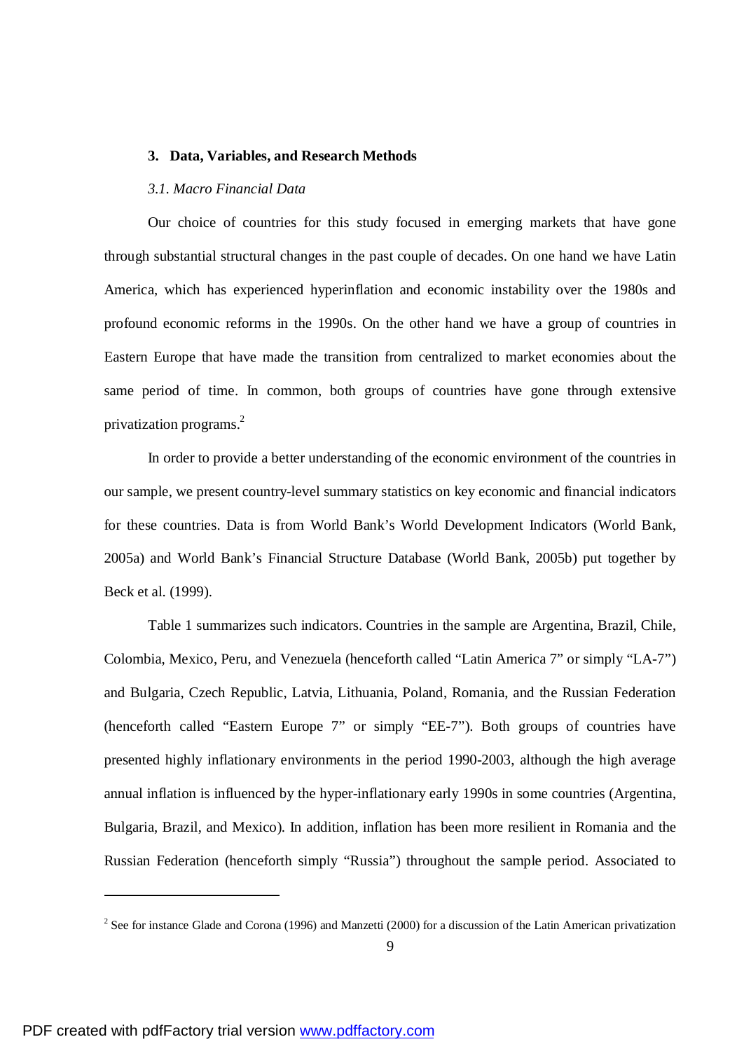## 3. Data, Variables, and Research Methods

### *3.1. Macro Financial Data*

Our choice of countries for this study focused in emerging markets that have gone through substantial structural changes in the past couple of decades. On one hand we have Latin America, which has experienced hyperinflation and economic instability over the 1980s and profound economic reforms in the 1990s. On the other hand we have a group of countries in Eastern Europe that have made the transition from centralized to market economies about the same period of time. In common, both groups of countries have gone through extensive privatization programs.[2]

In order to provide a better understanding of the economic environment of the countries in our sample, we present country-level summary statistics on key economic and financial indicators for these countries. Data is from World Bank's World Development Indicators (World Bank, 2005a) and World Bank's Financial Structure Database (World Bank, 2005b) put together by Beck et al. (1999).

Table 1 summarizes such indicators. Countries in the sample are Argentina, Brazil, Chile, Colombia, Mexico, Peru, and Venezuela (henceforth called "Latin America 7" or simply "LA-7") and Bulgaria, Czech Republic, Latvia, Lithuania, Poland, Romania, and the Russian Federation (henceforth called "Eastern Europe 7" or simply "EE-7"). Both groups of countries have presented highly inflationary environments in the period 1990-2003, although the high average annual inflation is influenced by the hyper-inflationary early 1990s in some countries (Argentina, Bulgaria, Brazil, and Mexico). In addition, inflation has been more resilient in Romania and the Russian Federation (henceforth simply "Russia") throughout the sample period. Associated to

---

[2] See for instance Glade and Corona (1996) and Manzetti (2000) for a discussion of the Latin American privatization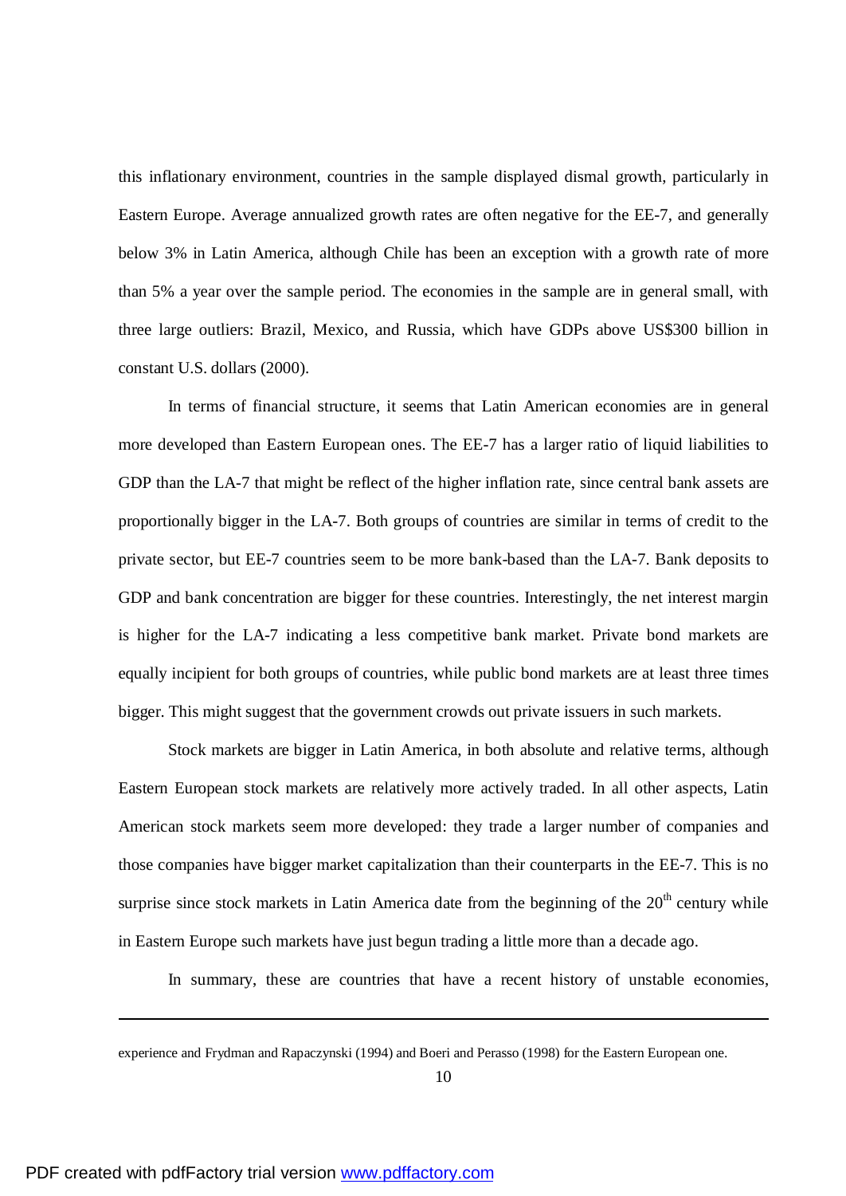this inflationary environment, countries in the sample displayed dismal growth, particularly in Eastern Europe. Average annualized growth rates are often negative for the EE-7, and generally below 3% in Latin America, although Chile has been an exception with a growth rate of more than 5% a year over the sample period. The economies in the sample are in general small, with three large outliers: Brazil, Mexico, and Russia, which have GDPs above US$300 billion in constant U.S. dollars (2000).

In terms of financial structure, it seems that Latin American economies are in general more developed than Eastern European ones. The EE-7 has a larger ratio of liquid liabilities to GDP than the LA-7 that might be reflect of the higher inflation rate, since central bank assets are proportionally bigger in the LA-7. Both groups of countries are similar in terms of credit to the private sector, but EE-7 countries seem to be more bank-based than the LA-7. Bank deposits to GDP and bank concentration are bigger for these countries. Interestingly, the net interest margin is higher for the LA-7 indicating a less competitive bank market. Private bond markets are equally incipient for both groups of countries, while public bond markets are at least three times bigger. This might suggest that the government crowds out private issuers in such markets.

Stock markets are bigger in Latin America, in both absolute and relative terms, although Eastern European stock markets are relatively more actively traded. In all other aspects, Latin American stock markets seem more developed: they trade a larger number of companies and those companies have bigger market capitalization than their counterparts in the EE-7. This is no surprise since stock markets in Latin America date from the beginning of the 20th century while in Eastern Europe such markets have just begun trading a little more than a decade ago.

In summary, these are countries that have a recent history of unstable economies,

---

experience and Frydman and Rapaczynski (1994) and Boeri and Perasso (1998) for the Eastern European one.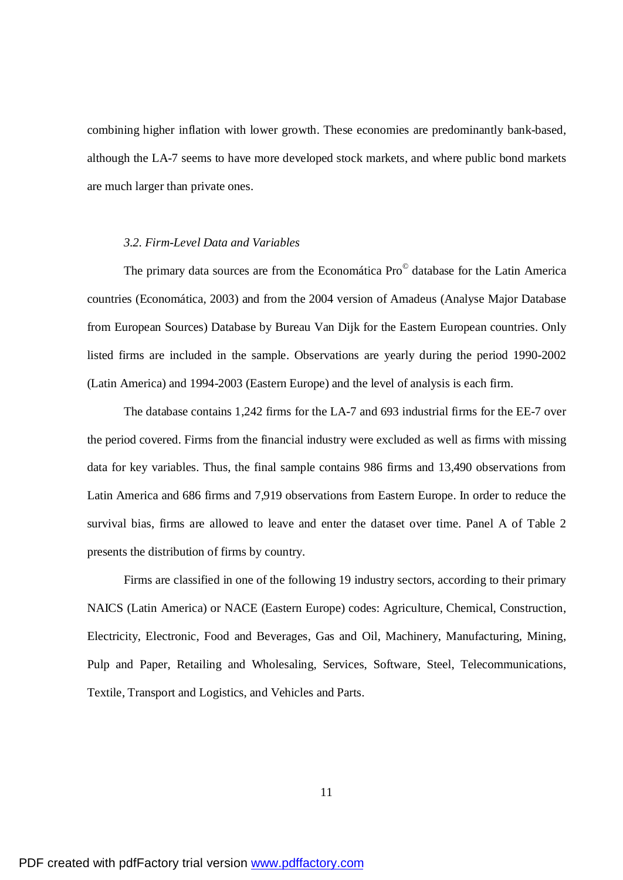combining higher inflation with lower growth. These economies are predominantly bank-based, although the LA-7 seems to have more developed stock markets, and where public bond markets are much larger than private ones.

### *3.2. Firm-Level Data and Variables*

The primary data sources are from the Economática Pro© database for the Latin America countries (Economática, 2003) and from the 2004 version of Amadeus (Analyse Major Database from European Sources) Database by Bureau Van Dijk for the Eastern European countries. Only listed firms are included in the sample. Observations are yearly during the period 1990-2002 (Latin America) and 1994-2003 (Eastern Europe) and the level of analysis is each firm.

The database contains 1,242 firms for the LA-7 and 693 industrial firms for the EE-7 over the period covered. Firms from the financial industry were excluded as well as firms with missing data for key variables. Thus, the final sample contains 986 firms and 13,490 observations from Latin America and 686 firms and 7,919 observations from Eastern Europe. In order to reduce the survival bias, firms are allowed to leave and enter the dataset over time. Panel A of Table 2 presents the distribution of firms by country.

Firms are classified in one of the following 19 industry sectors, according to their primary NAICS (Latin America) or NACE (Eastern Europe) codes: Agriculture, Chemical, Construction, Electricity, Electronic, Food and Beverages, Gas and Oil, Machinery, Manufacturing, Mining, Pulp and Paper, Retailing and Wholesaling, Services, Software, Steel, Telecommunications, Textile, Transport and Logistics, and Vehicles and Parts.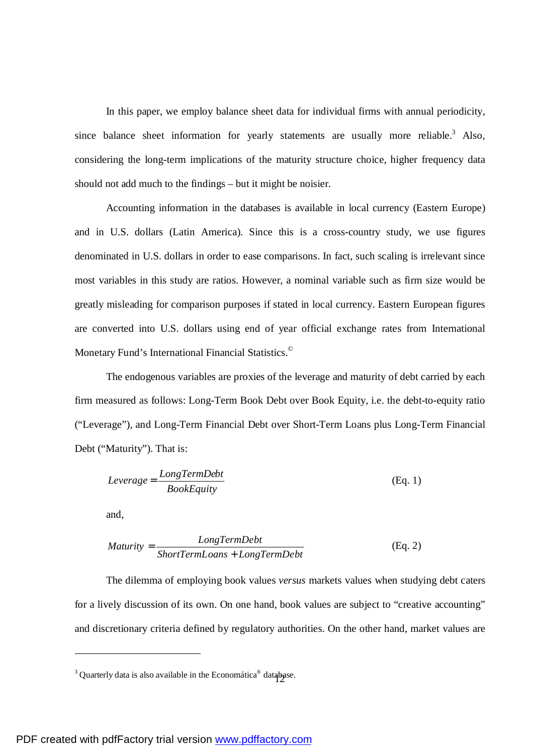In this paper, we employ balance sheet data for individual firms with annual periodicity, since balance sheet information for yearly statements are usually more reliable.[3] Also, considering the long-term implications of the maturity structure choice, higher frequency data should not add much to the findings – but it might be noisier.

Accounting information in the databases is available in local currency (Eastern Europe) and in U.S. dollars (Latin America). Since this is a cross-country study, we use figures denominated in U.S. dollars in order to ease comparisons. In fact, such scaling is irrelevant since most variables in this study are ratios. However, a nominal variable such as firm size would be greatly misleading for comparison purposes if stated in local currency. Eastern European figures are converted into U.S. dollars using end of year official exchange rates from International Monetary Fund's International Financial Statistics.©

The endogenous variables are proxies of the leverage and maturity of debt carried by each firm measured as follows: Long-Term Book Debt over Book Equity, i.e. the debt-to-equity ratio ("Leverage"), and Long-Term Financial Debt over Short-Term Loans plus Long-Term Financial Debt ("Maturity"). That is:

$$Leverage = \frac{LongTermDebt}{BookEquity} \qquad \text{(Eq. 1)}$$

and,

$$Maturity = \frac{LongTermDebt}{ShortTermLoans + LongTermDebt} \qquad \text{(Eq. 2)}$$

The dilemma of employing book values *versus* markets values when studying debt caters for a lively discussion of its own. On one hand, book values are subject to "creative accounting" and discretionary criteria defined by regulatory authorities. On the other hand, market values are

---

[3] Quarterly data is also available in the Economática® database.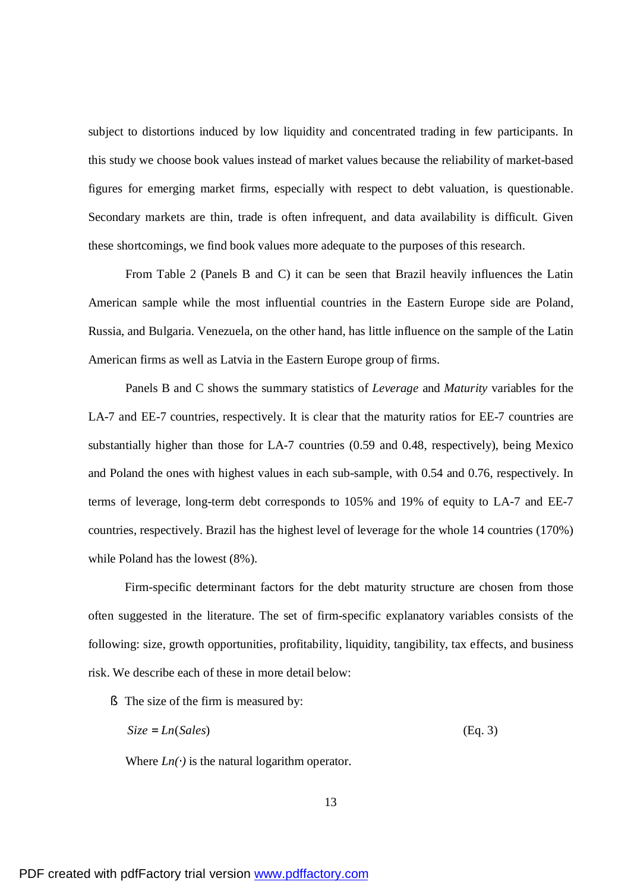subject to distortions induced by low liquidity and concentrated trading in few participants. In this study we choose book values instead of market values because the reliability of market-based figures for emerging market firms, especially with respect to debt valuation, is questionable. Secondary markets are thin, trade is often infrequent, and data availability is difficult. Given these shortcomings, we find book values more adequate to the purposes of this research.

From Table 2 (Panels B and C) it can be seen that Brazil heavily influences the Latin American sample while the most influential countries in the Eastern Europe side are Poland, Russia, and Bulgaria. Venezuela, on the other hand, has little influence on the sample of the Latin American firms as well as Latvia in the Eastern Europe group of firms.

Panels B and C shows the summary statistics of *Leverage* and *Maturity* variables for the LA-7 and EE-7 countries, respectively. It is clear that the maturity ratios for EE-7 countries are substantially higher than those for LA-7 countries (0.59 and 0.48, respectively), being Mexico and Poland the ones with highest values in each sub-sample, with 0.54 and 0.76, respectively. In terms of leverage, long-term debt corresponds to 105% and 19% of equity to LA-7 and EE-7 countries, respectively. Brazil has the highest level of leverage for the whole 14 countries (170%) while Poland has the lowest (8%).

Firm-specific determinant factors for the debt maturity structure are chosen from those often suggested in the literature. The set of firm-specific explanatory variables consists of the following: size, growth opportunities, profitability, liquidity, tangibility, tax effects, and business risk. We describe each of these in more detail below:

- The size of the firm is measured by:

$$Size = Ln(Sales) \qquad \text{(Eq. 3)}$$

Where $Ln(\cdot)$ is the natural logarithm operator.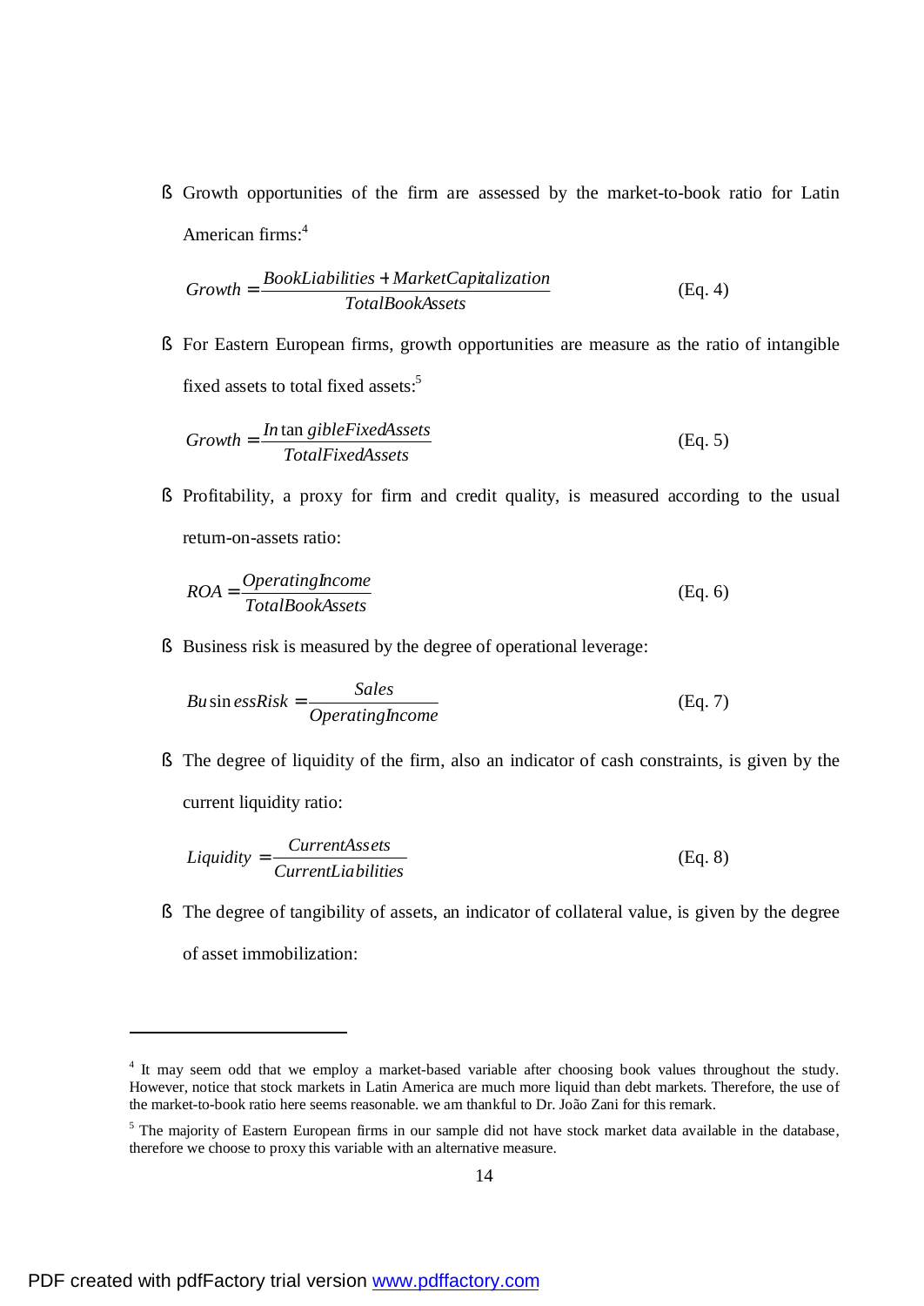- Growth opportunities of the firm are assessed by the market-to-book ratio for Latin American firms:[4]

$$Growth = \frac{BookLiabilities + MarketCapitalization}{TotalBookAssets} \quad \text{(Eq. 4)}$$

- For Eastern European firms, growth opportunities are measure as the ratio of intangible fixed assets to total fixed assets:[5]

$$Growth = \frac{IntangibleFixedAssets}{TotalFixedAssets} \quad \text{(Eq. 5)}$$

- Profitability, a proxy for firm and credit quality, is measured according to the usual return-on-assets ratio:

$$ROA = \frac{OperatingIncome}{TotalBookAssets} \quad \text{(Eq. 6)}$$

- Business risk is measured by the degree of operational leverage:

$$BusinessRisk = \frac{Sales}{OperatingIncome} \quad \text{(Eq. 7)}$$

- The degree of liquidity of the firm, also an indicator of cash constraints, is given by the current liquidity ratio:

$$Liquidity = \frac{CurrentAssets}{CurrentLiabilities} \quad \text{(Eq. 8)}$$

- The degree of tangibility of assets, an indicator of collateral value, is given by the degree of asset immobilization:

---

[4] It may seem odd that we employ a market-based variable after choosing book values throughout the study. However, notice that stock markets in Latin America are much more liquid than debt markets. Therefore, the use of the market-to-book ratio here seems reasonable. we am thankful to Dr. João Zani for this remark.

[5] The majority of Eastern European firms in our sample did not have stock market data available in the database, therefore we choose to proxy this variable with an alternative measure.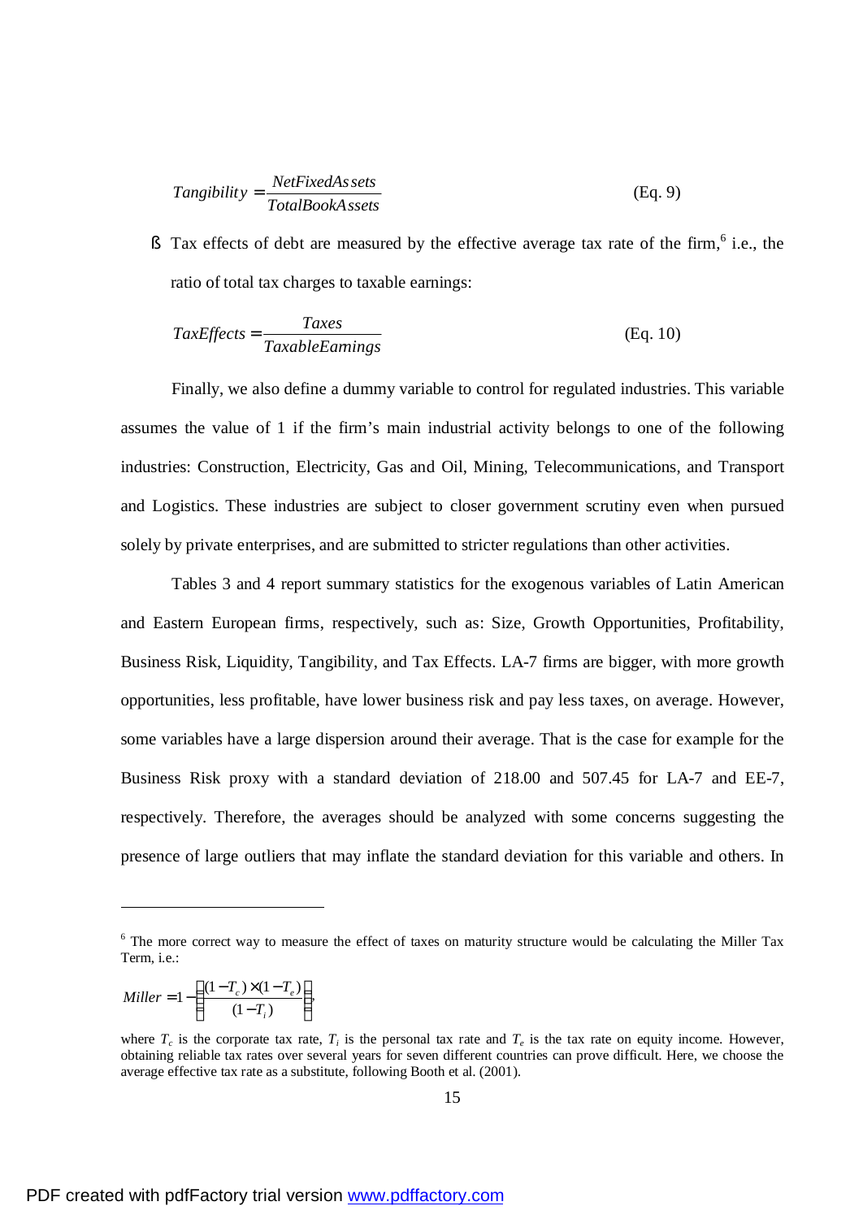$$Tangibility = \frac{NetFixedAssets}{TotalBookAssets} \quad \text{(Eq. 9)}$$

- Tax effects of debt are measured by the effective average tax rate of the firm,[6] i.e., the ratio of total tax charges to taxable earnings:

$$TaxEffects = \frac{Taxes}{TaxableEarnings} \quad \text{(Eq. 10)}$$

Finally, we also define a dummy variable to control for regulated industries. This variable assumes the value of 1 if the firm's main industrial activity belongs to one of the following industries: Construction, Electricity, Gas and Oil, Mining, Telecommunications, and Transport and Logistics. These industries are subject to closer government scrutiny even when pursued solely by private enterprises, and are submitted to stricter regulations than other activities.

Tables 3 and 4 report summary statistics for the exogenous variables of Latin American and Eastern European firms, respectively, such as: Size, Growth Opportunities, Profitability, Business Risk, Liquidity, Tangibility, and Tax Effects. LA-7 firms are bigger, with more growth opportunities, less profitable, have lower business risk and pay less taxes, on average. However, some variables have a large dispersion around their average. That is the case for example for the Business Risk proxy with a standard deviation of 218.00 and 507.45 for LA-7 and EE-7, respectively. Therefore, the averages should be analyzed with some concerns suggesting the presence of large outliers that may inflate the standard deviation for this variable and others. In

---

[6] The more correct way to measure the effect of taxes on maturity structure would be calculating the Miller Tax Term, i.e.:

$$Miller = 1 - \left( \frac{(1 - T_c) \times (1 - T_e)}{(1 - T_i)} \right),$$

where $T_c$ is the corporate tax rate, $T_i$ is the personal tax rate and $T_e$ is the tax rate on equity income. However, obtaining reliable tax rates over several years for seven different countries can prove difficult. Here, we choose the average effective tax rate as a substitute, following Booth et al. (2001).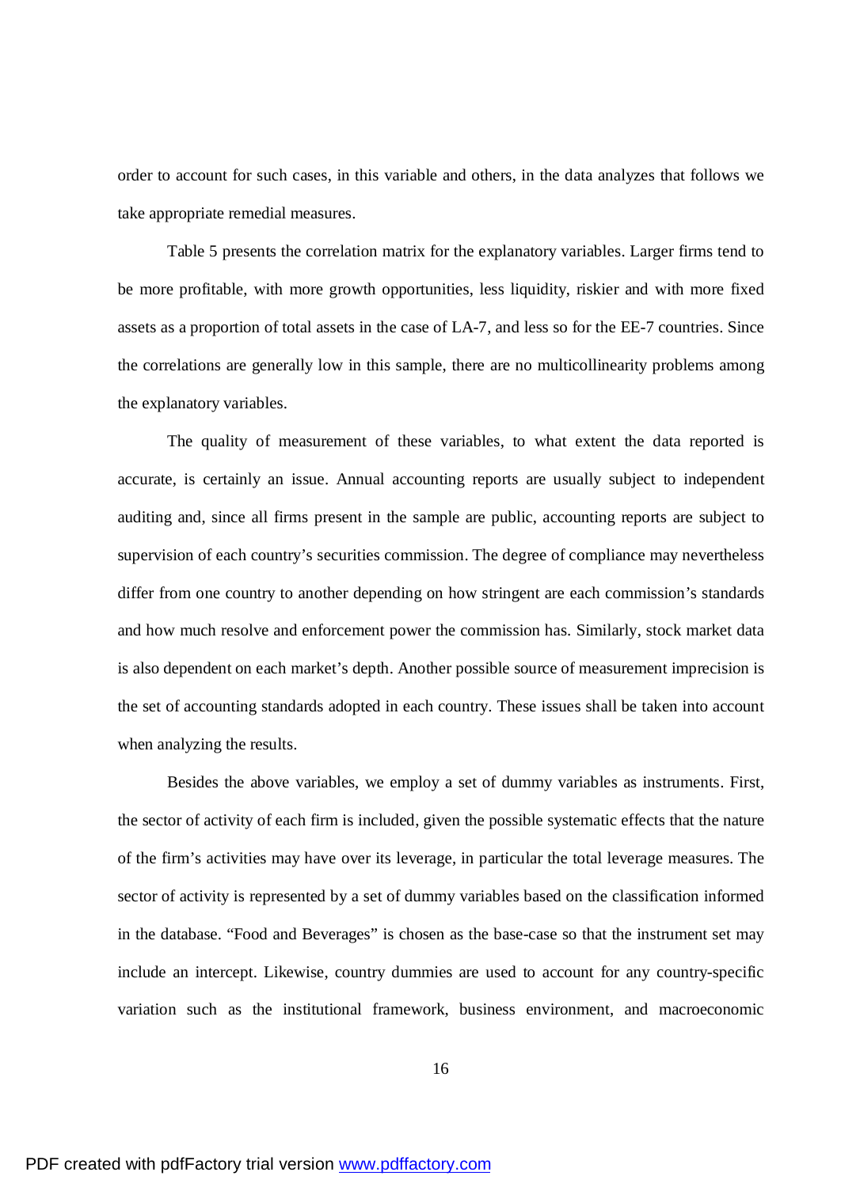order to account for such cases, in this variable and others, in the data analyzes that follows we take appropriate remedial measures.

Table 5 presents the correlation matrix for the explanatory variables. Larger firms tend to be more profitable, with more growth opportunities, less liquidity, riskier and with more fixed assets as a proportion of total assets in the case of LA-7, and less so for the EE-7 countries. Since the correlations are generally low in this sample, there are no multicollinearity problems among the explanatory variables.

The quality of measurement of these variables, to what extent the data reported is accurate, is certainly an issue. Annual accounting reports are usually subject to independent auditing and, since all firms present in the sample are public, accounting reports are subject to supervision of each country's securities commission. The degree of compliance may nevertheless differ from one country to another depending on how stringent are each commission's standards and how much resolve and enforcement power the commission has. Similarly, stock market data is also dependent on each market's depth. Another possible source of measurement imprecision is the set of accounting standards adopted in each country. These issues shall be taken into account when analyzing the results.

Besides the above variables, we employ a set of dummy variables as instruments. First, the sector of activity of each firm is included, given the possible systematic effects that the nature of the firm's activities may have over its leverage, in particular the total leverage measures. The sector of activity is represented by a set of dummy variables based on the classification informed in the database. "Food and Beverages" is chosen as the base-case so that the instrument set may include an intercept. Likewise, country dummies are used to account for any country-specific variation such as the institutional framework, business environment, and macroeconomic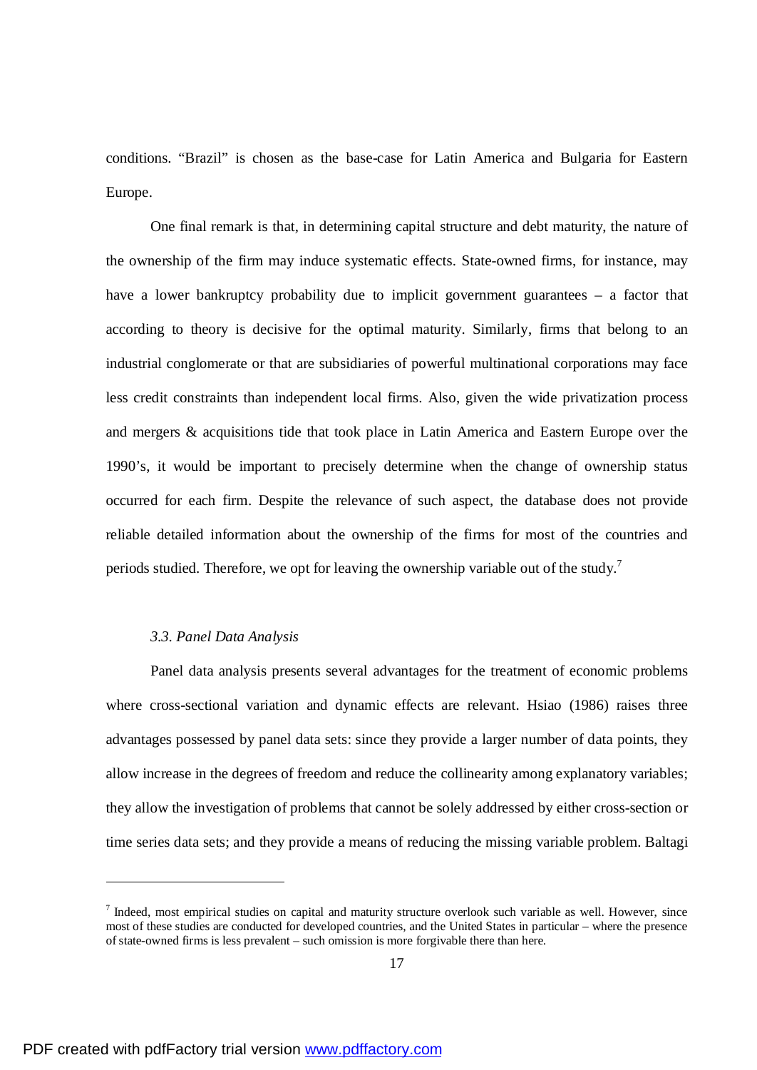conditions. "Brazil" is chosen as the base-case for Latin America and Bulgaria for Eastern Europe.

One final remark is that, in determining capital structure and debt maturity, the nature of the ownership of the firm may induce systematic effects. State-owned firms, for instance, may have a lower bankruptcy probability due to implicit government guarantees – a factor that according to theory is decisive for the optimal maturity. Similarly, firms that belong to an industrial conglomerate or that are subsidiaries of powerful multinational corporations may face less credit constraints than independent local firms. Also, given the wide privatization process and mergers & acquisitions tide that took place in Latin America and Eastern Europe over the 1990's, it would be important to precisely determine when the change of ownership status occurred for each firm. Despite the relevance of such aspect, the database does not provide reliable detailed information about the ownership of the firms for most of the countries and periods studied. Therefore, we opt for leaving the ownership variable out of the study.[7]

### *3.3. Panel Data Analysis*

Panel data analysis presents several advantages for the treatment of economic problems where cross-sectional variation and dynamic effects are relevant. Hsiao (1986) raises three advantages possessed by panel data sets: since they provide a larger number of data points, they allow increase in the degrees of freedom and reduce the collinearity among explanatory variables; they allow the investigation of problems that cannot be solely addressed by either cross-section or time series data sets; and they provide a means of reducing the missing variable problem. Baltagi

---

[7] Indeed, most empirical studies on capital and maturity structure overlook such variable as well. However, since most of these studies are conducted for developed countries, and the United States in particular – where the presence of state-owned firms is less prevalent – such omission is more forgivable there than here.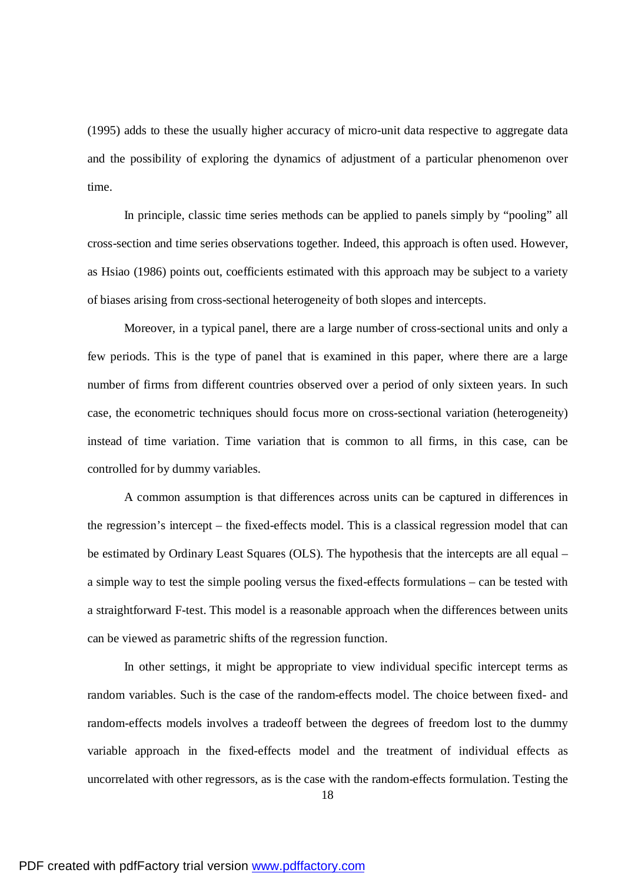(1995) adds to these the usually higher accuracy of micro-unit data respective to aggregate data and the possibility of exploring the dynamics of adjustment of a particular phenomenon over time.

In principle, classic time series methods can be applied to panels simply by "pooling" all cross-section and time series observations together. Indeed, this approach is often used. However, as Hsiao (1986) points out, coefficients estimated with this approach may be subject to a variety of biases arising from cross-sectional heterogeneity of both slopes and intercepts.

Moreover, in a typical panel, there are a large number of cross-sectional units and only a few periods. This is the type of panel that is examined in this paper, where there are a large number of firms from different countries observed over a period of only sixteen years. In such case, the econometric techniques should focus more on cross-sectional variation (heterogeneity) instead of time variation. Time variation that is common to all firms, in this case, can be controlled for by dummy variables.

A common assumption is that differences across units can be captured in differences in the regression's intercept – the fixed-effects model. This is a classical regression model that can be estimated by Ordinary Least Squares (OLS). The hypothesis that the intercepts are all equal – a simple way to test the simple pooling versus the fixed-effects formulations – can be tested with a straightforward F-test. This model is a reasonable approach when the differences between units can be viewed as parametric shifts of the regression function.

In other settings, it might be appropriate to view individual specific intercept terms as random variables. Such is the case of the random-effects model. The choice between fixed- and random-effects models involves a tradeoff between the degrees of freedom lost to the dummy variable approach in the fixed-effects model and the treatment of individual effects as uncorrelated with other regressors, as is the case with the random-effects formulation. Testing the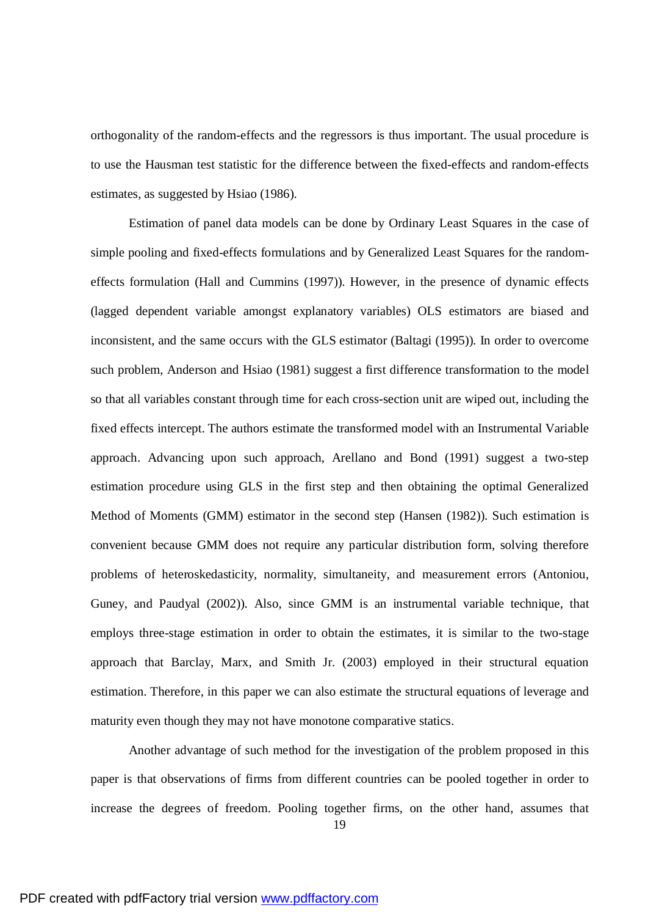orthogonality of the random-effects and the regressors is thus important. The usual procedure is to use the Hausman test statistic for the difference between the fixed-effects and random-effects estimates, as suggested by Hsiao (1986).

Estimation of panel data models can be done by Ordinary Least Squares in the case of simple pooling and fixed-effects formulations and by Generalized Least Squares for the random-effects formulation (Hall and Cummins (1997)). However, in the presence of dynamic effects (lagged dependent variable amongst explanatory variables) OLS estimators are biased and inconsistent, and the same occurs with the GLS estimator (Baltagi (1995)). In order to overcome such problem, Anderson and Hsiao (1981) suggest a first difference transformation to the model so that all variables constant through time for each cross-section unit are wiped out, including the fixed effects intercept. The authors estimate the transformed model with an Instrumental Variable approach. Advancing upon such approach, Arellano and Bond (1991) suggest a two-step estimation procedure using GLS in the first step and then obtaining the optimal Generalized Method of Moments (GMM) estimator in the second step (Hansen (1982)). Such estimation is convenient because GMM does not require any particular distribution form, solving therefore problems of heteroskedasticity, normality, simultaneity, and measurement errors (Antoniou, Guney, and Paudyal (2002)). Also, since GMM is an instrumental variable technique, that employs three-stage estimation in order to obtain the estimates, it is similar to the two-stage approach that Barclay, Marx, and Smith Jr. (2003) employed in their structural equation estimation. Therefore, in this paper we can also estimate the structural equations of leverage and maturity even though they may not have monotone comparative statics.

Another advantage of such method for the investigation of the problem proposed in this paper is that observations of firms from different countries can be pooled together in order to increase the degrees of freedom. Pooling together firms, on the other hand, assumes that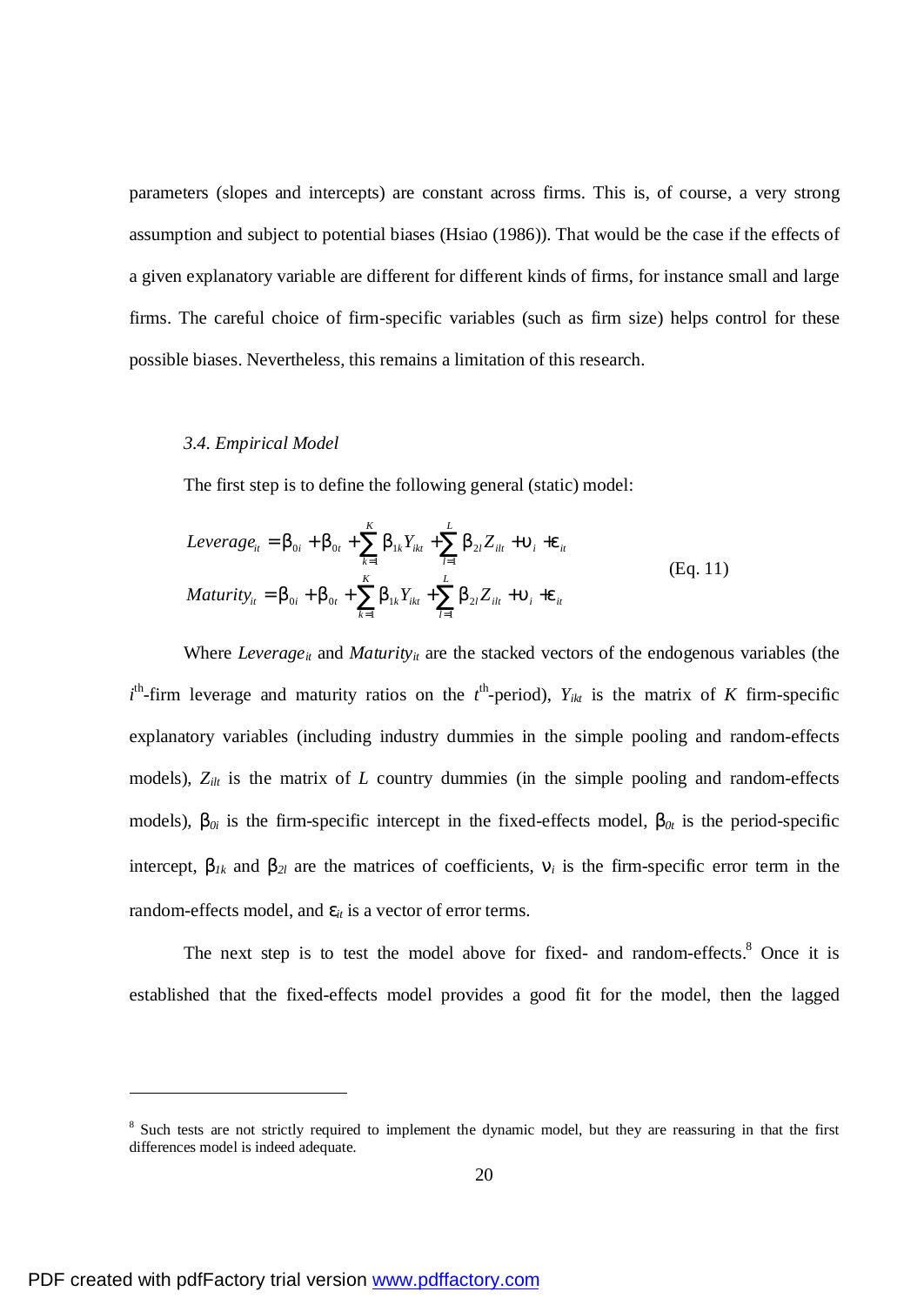parameters (slopes and intercepts) are constant across firms. This is, of course, a very strong assumption and subject to potential biases (Hsiao (1986)). That would be the case if the effects of a given explanatory variable are different for different kinds of firms, for instance small and large firms. The careful choice of firm-specific variables (such as firm size) helps control for these possible biases. Nevertheless, this remains a limitation of this research.

### *3.4. Empirical Model*

The first step is to define the following general (static) model:

$$
\begin{aligned}
Leverage_{it} &= \beta_{0i} + \beta_{0t} + \sum_{k=1}^{K} \beta_{1k} Y_{ikt} + \sum_{l=1}^{L} \beta_{2l} Z_{ilt} + \upsilon_i + \varepsilon_{it} \\
Maturity_{it} &= \beta_{0i} + \beta_{0t} + \sum_{k=1}^{K} \beta_{1k} Y_{ikt} + \sum_{l=1}^{L} \beta_{2l} Z_{ilt} + \upsilon_i + \varepsilon_{it}
\end{aligned}
\qquad \text{(Eq. 11)}
$$

Where $Leverage_{it}$ and $Maturity_{it}$ are the stacked vectors of the endogenous variables (the $i^{th}$-firm leverage and maturity ratios on the $t^{th}$-period), $Y_{ikt}$ is the matrix of $K$ firm-specific explanatory variables (including industry dummies in the simple pooling and random-effects models), $Z_{ilt}$ is the matrix of $L$ country dummies (in the simple pooling and random-effects models), $\beta_{0i}$ is the firm-specific intercept in the fixed-effects model, $\beta_{0t}$ is the period-specific intercept, $\beta_{1k}$ and $\beta_{2l}$ are the matrices of coefficients, $\nu_i$ is the firm-specific error term in the random-effects model, and $\varepsilon_{it}$ is a vector of error terms.

The next step is to test the model above for fixed- and random-effects.[8] Once it is established that the fixed-effects model provides a good fit for the model, then the lagged

[8] Such tests are not strictly required to implement the dynamic model, but they are reassuring in that the first differences model is indeed adequate.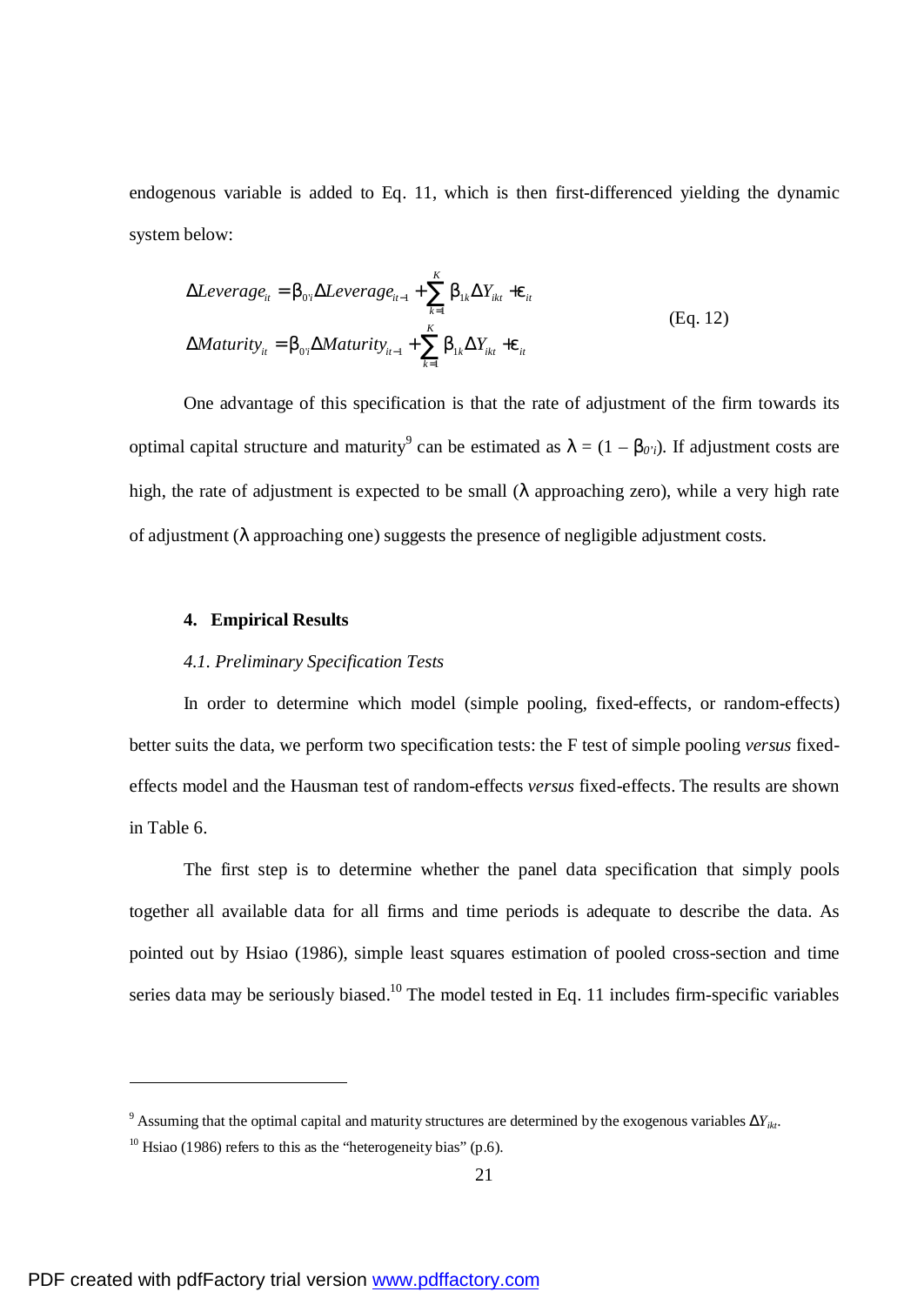endogenous variable is added to Eq. 11, which is then first-differenced yielding the dynamic system below:

$$
\begin{aligned}
\Delta Leverage_{it} &= \beta_{0'i} \Delta Leverage_{it-1} + \sum_{k=1}^{K} \beta_{1k} \Delta Y_{ikt} + \varepsilon_{it} \\
\Delta Maturity_{it} &= \beta_{0'i} \Delta Maturity_{it-1} + \sum_{k=1}^{K} \beta_{1k} \Delta Y_{ikt} + \varepsilon_{it}
\end{aligned}
\qquad \text{(Eq. 12)}
$$

One advantage of this specification is that the rate of adjustment of the firm towards its optimal capital structure and maturity[9] can be estimated as $\lambda = (1 - \beta_{0'i})$. If adjustment costs are high, the rate of adjustment is expected to be small ($\lambda$ approaching zero), while a very high rate of adjustment ($\lambda$ approaching one) suggests the presence of negligible adjustment costs.

## 4. Empirical Results

### *4.1. Preliminary Specification Tests*

In order to determine which model (simple pooling, fixed-effects, or random-effects) better suits the data, we perform two specification tests: the F test of simple pooling *versus* fixed-effects model and the Hausman test of random-effects *versus* fixed-effects. The results are shown in Table 6.

The first step is to determine whether the panel data specification that simply pools together all available data for all firms and time periods is adequate to describe the data. As pointed out by Hsiao (1986), simple least squares estimation of pooled cross-section and time series data may be seriously biased.[10] The model tested in Eq. 11 includes firm-specific variables

---

[9] Assuming that the optimal capital and maturity structures are determined by the exogenous variables $\Delta Y_{ikt}$.

[10] Hsiao (1986) refers to this as the "heterogeneity bias" (p.6).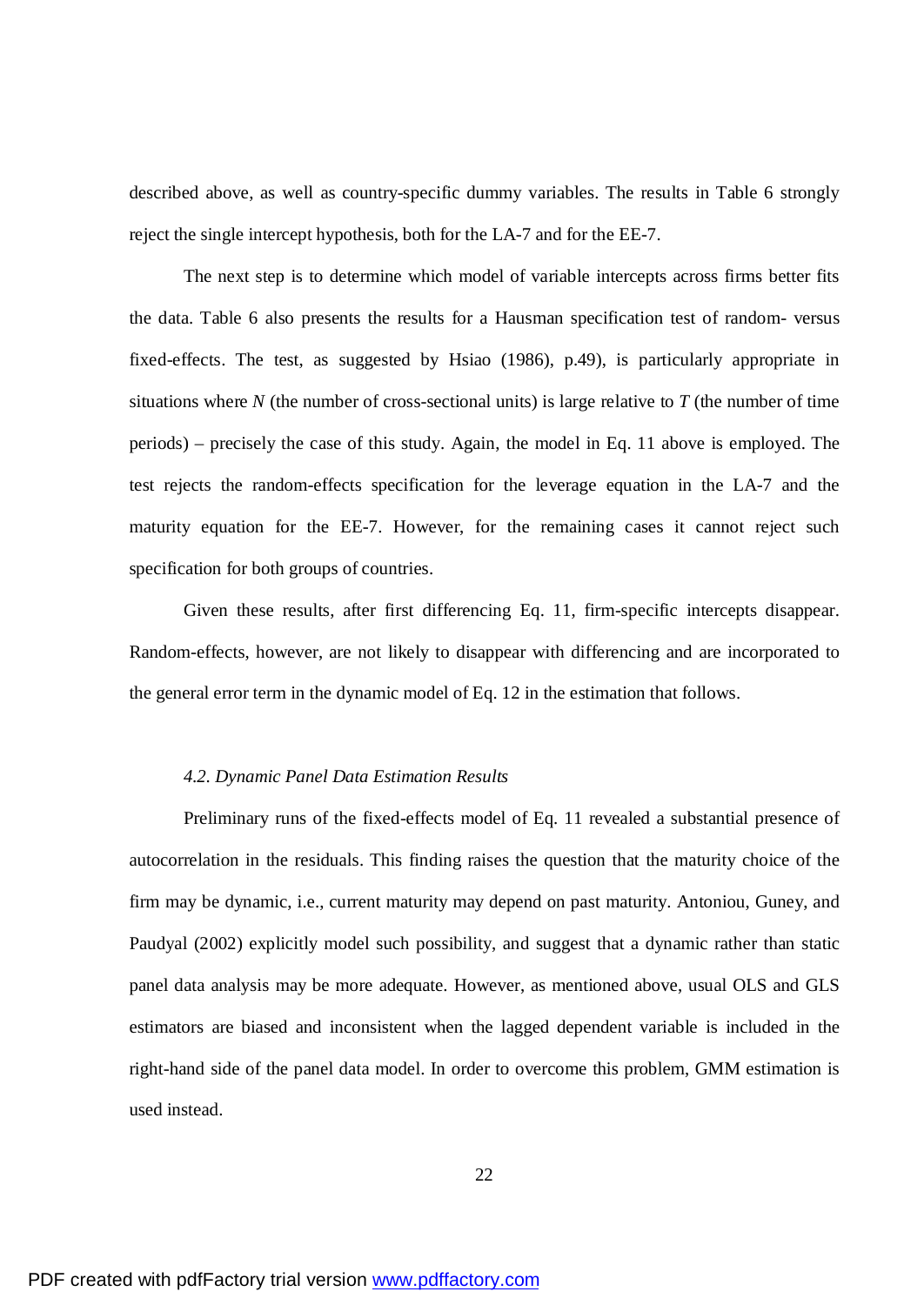described above, as well as country-specific dummy variables. The results in Table 6 strongly reject the single intercept hypothesis, both for the LA-7 and for the EE-7.

The next step is to determine which model of variable intercepts across firms better fits the data. Table 6 also presents the results for a Hausman specification test of random- versus fixed-effects. The test, as suggested by Hsiao (1986), p.49), is particularly appropriate in situations where $N$ (the number of cross-sectional units) is large relative to $T$ (the number of time periods) – precisely the case of this study. Again, the model in Eq. 11 above is employed. The test rejects the random-effects specification for the leverage equation in the LA-7 and the maturity equation for the EE-7. However, for the remaining cases it cannot reject such specification for both groups of countries.

Given these results, after first differencing Eq. 11, firm-specific intercepts disappear. Random-effects, however, are not likely to disappear with differencing and are incorporated to the general error term in the dynamic model of Eq. 12 in the estimation that follows.

### *4.2. Dynamic Panel Data Estimation Results*

Preliminary runs of the fixed-effects model of Eq. 11 revealed a substantial presence of autocorrelation in the residuals. This finding raises the question that the maturity choice of the firm may be dynamic, i.e., current maturity may depend on past maturity. Antoniou, Guney, and Paudyal (2002) explicitly model such possibility, and suggest that a dynamic rather than static panel data analysis may be more adequate. However, as mentioned above, usual OLS and GLS estimators are biased and inconsistent when the lagged dependent variable is included in the right-hand side of the panel data model. In order to overcome this problem, GMM estimation is used instead.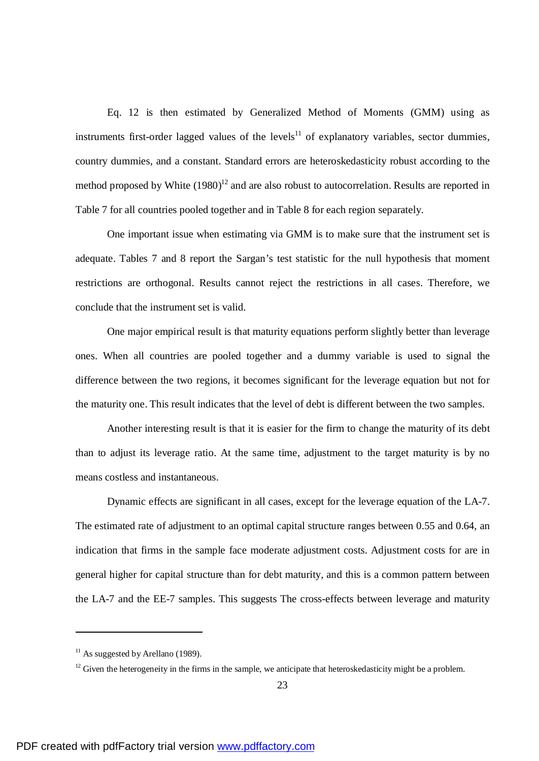Eq. 12 is then estimated by Generalized Method of Moments (GMM) using as instruments first-order lagged values of the levels[11] of explanatory variables, sector dummies, country dummies, and a constant. Standard errors are heteroskedasticity robust according to the method proposed by White (1980)[12] and are also robust to autocorrelation. Results are reported in Table 7 for all countries pooled together and in Table 8 for each region separately.

One important issue when estimating via GMM is to make sure that the instrument set is adequate. Tables 7 and 8 report the Sargan's test statistic for the null hypothesis that moment restrictions are orthogonal. Results cannot reject the restrictions in all cases. Therefore, we conclude that the instrument set is valid.

One major empirical result is that maturity equations perform slightly better than leverage ones. When all countries are pooled together and a dummy variable is used to signal the difference between the two regions, it becomes significant for the leverage equation but not for the maturity one. This result indicates that the level of debt is different between the two samples.

Another interesting result is that it is easier for the firm to change the maturity of its debt than to adjust its leverage ratio. At the same time, adjustment to the target maturity is by no means costless and instantaneous.

Dynamic effects are significant in all cases, except for the leverage equation of the LA-7. The estimated rate of adjustment to an optimal capital structure ranges between 0.55 and 0.64, an indication that firms in the sample face moderate adjustment costs. Adjustment costs for are in general higher for capital structure than for debt maturity, and this is a common pattern between the LA-7 and the EE-7 samples. This suggests The cross-effects between leverage and maturity

---

[11] As suggested by Arellano (1989).

[12] Given the heterogeneity in the firms in the sample, we anticipate that heteroskedasticity might be a problem.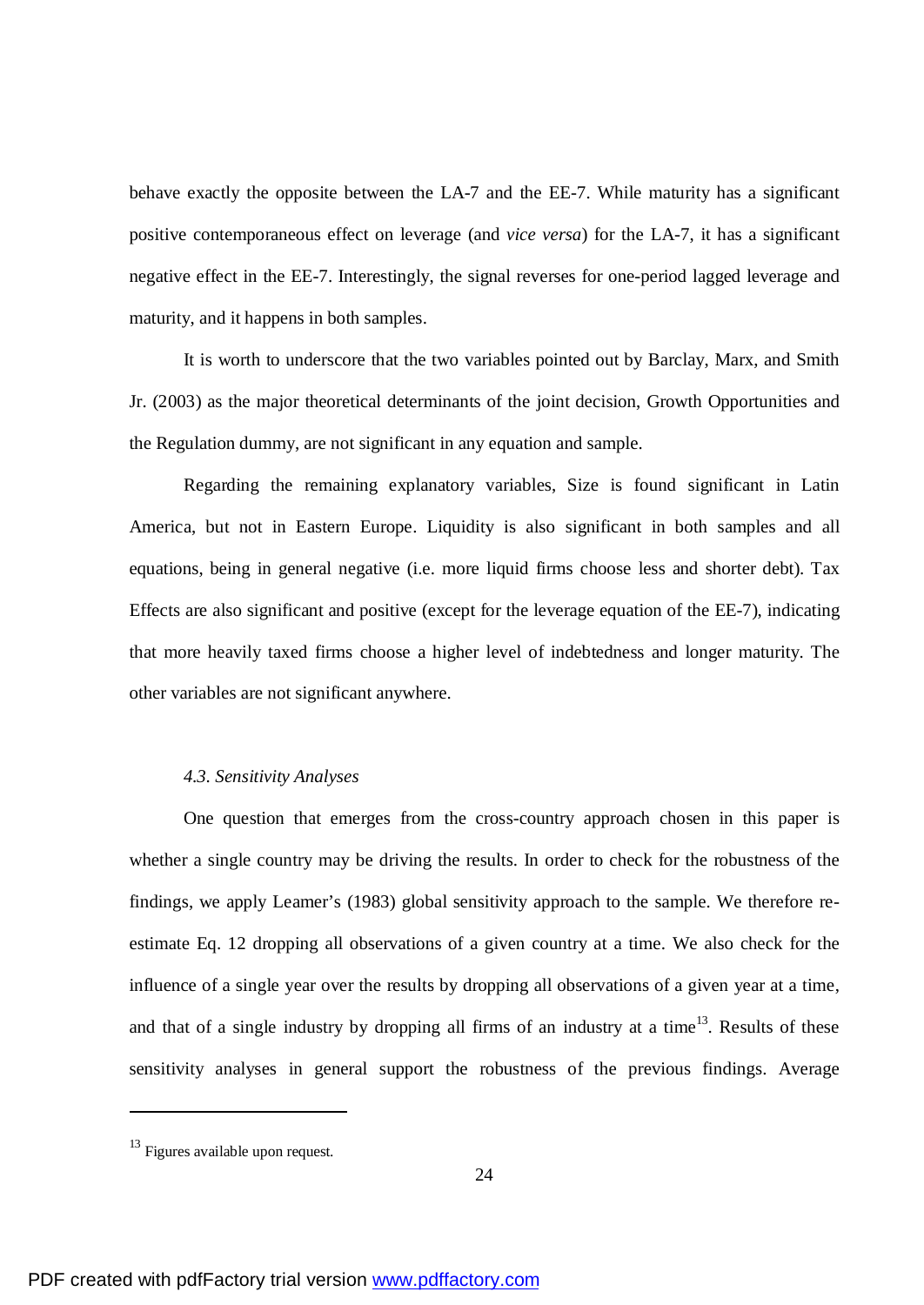behave exactly the opposite between the LA-7 and the EE-7. While maturity has a significant positive contemporaneous effect on leverage (and *vice versa*) for the LA-7, it has a significant negative effect in the EE-7. Interestingly, the signal reverses for one-period lagged leverage and maturity, and it happens in both samples.

It is worth to underscore that the two variables pointed out by Barclay, Marx, and Smith Jr. (2003) as the major theoretical determinants of the joint decision, Growth Opportunities and the Regulation dummy, are not significant in any equation and sample.

Regarding the remaining explanatory variables, Size is found significant in Latin America, but not in Eastern Europe. Liquidity is also significant in both samples and all equations, being in general negative (i.e. more liquid firms choose less and shorter debt). Tax Effects are also significant and positive (except for the leverage equation of the EE-7), indicating that more heavily taxed firms choose a higher level of indebtedness and longer maturity. The other variables are not significant anywhere.

### *4.3. Sensitivity Analyses*

One question that emerges from the cross-country approach chosen in this paper is whether a single country may be driving the results. In order to check for the robustness of the findings, we apply Leamer's (1983) global sensitivity approach to the sample. We therefore re-estimate Eq. 12 dropping all observations of a given country at a time. We also check for the influence of a single year over the results by dropping all observations of a given year at a time, and that of a single industry by dropping all firms of an industry at a time[13]. Results of these sensitivity analyses in general support the robustness of the previous findings. Average

[13] Figures available upon request.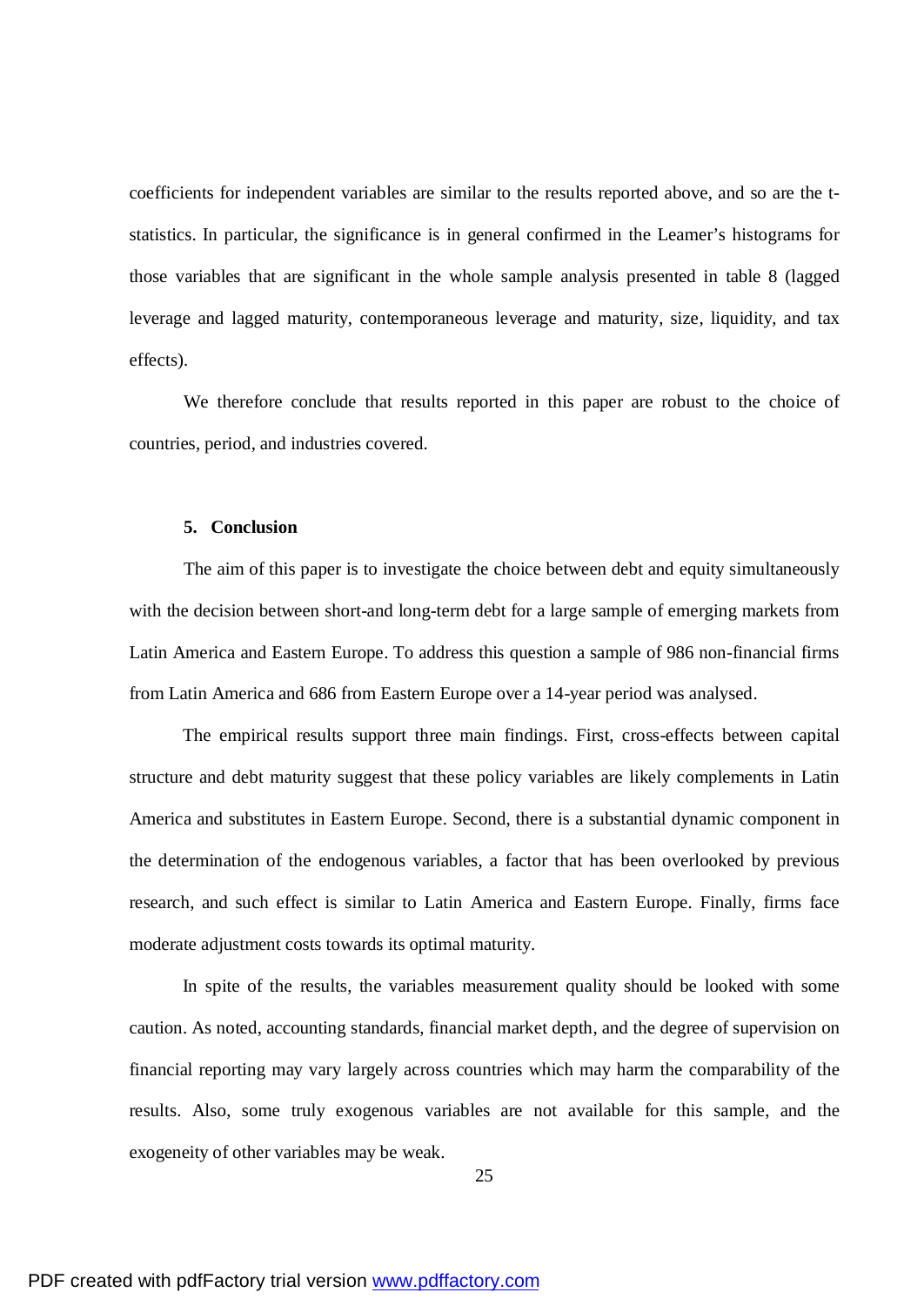coefficients for independent variables are similar to the results reported above, and so are the t-statistics. In particular, the significance is in general confirmed in the Leamer's histograms for those variables that are significant in the whole sample analysis presented in table 8 (lagged leverage and lagged maturity, contemporaneous leverage and maturity, size, liquidity, and tax effects).

We therefore conclude that results reported in this paper are robust to the choice of countries, period, and industries covered.

## 5. Conclusion

The aim of this paper is to investigate the choice between debt and equity simultaneously with the decision between short-and long-term debt for a large sample of emerging markets from Latin America and Eastern Europe. To address this question a sample of 986 non-financial firms from Latin America and 686 from Eastern Europe over a 14-year period was analysed.

The empirical results support three main findings. First, cross-effects between capital structure and debt maturity suggest that these policy variables are likely complements in Latin America and substitutes in Eastern Europe. Second, there is a substantial dynamic component in the determination of the endogenous variables, a factor that has been overlooked by previous research, and such effect is similar to Latin America and Eastern Europe. Finally, firms face moderate adjustment costs towards its optimal maturity.

In spite of the results, the variables measurement quality should be looked with some caution. As noted, accounting standards, financial market depth, and the degree of supervision on financial reporting may vary largely across countries which may harm the comparability of the results. Also, some truly exogenous variables are not available for this sample, and the exogeneity of other variables may be weak.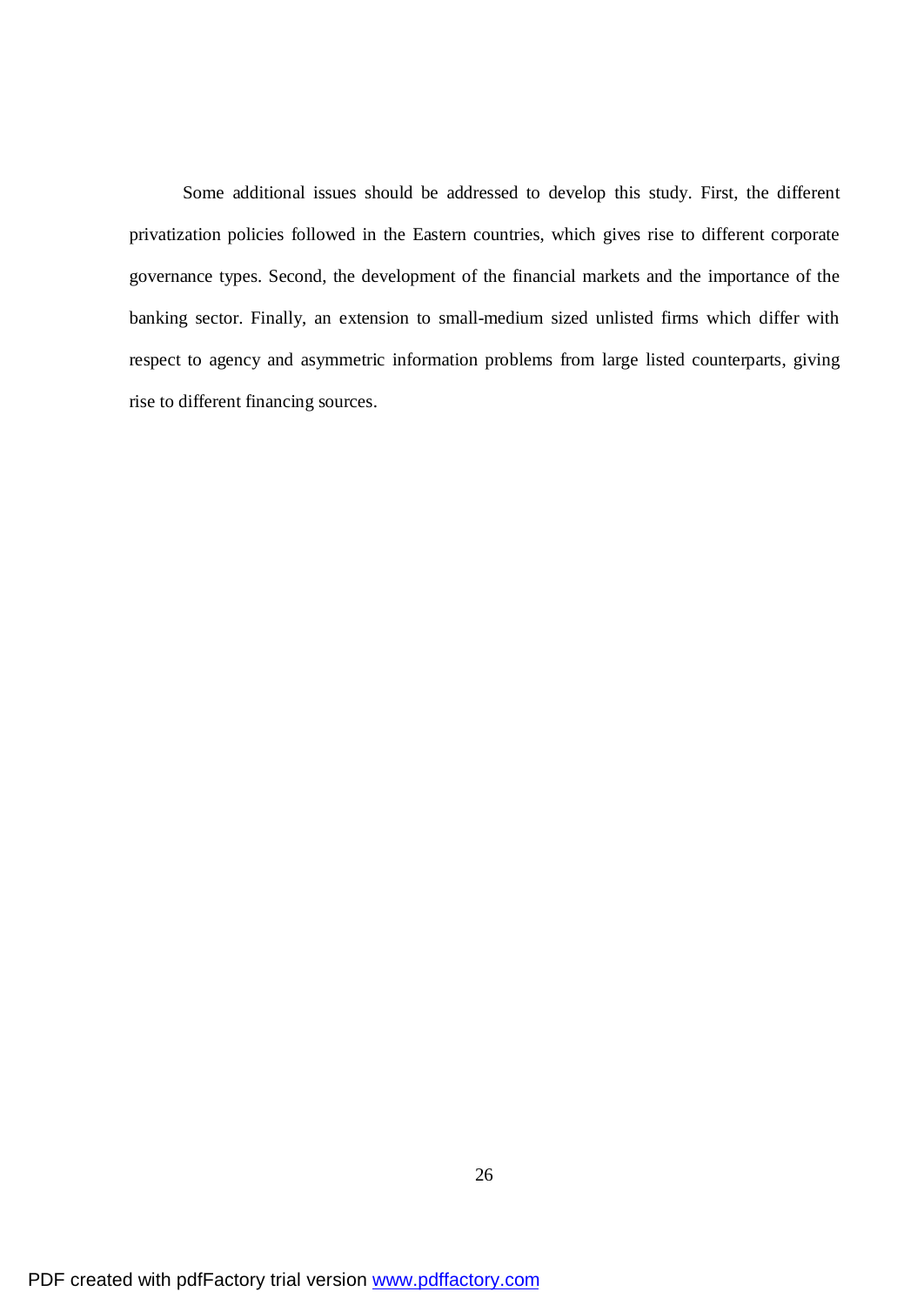Some additional issues should be addressed to develop this study. First, the different privatization policies followed in the Eastern countries, which gives rise to different corporate governance types. Second, the development of the financial markets and the importance of the banking sector. Finally, an extension to small-medium sized unlisted firms which differ with respect to agency and asymmetric information problems from large listed counterparts, giving rise to different financing sources.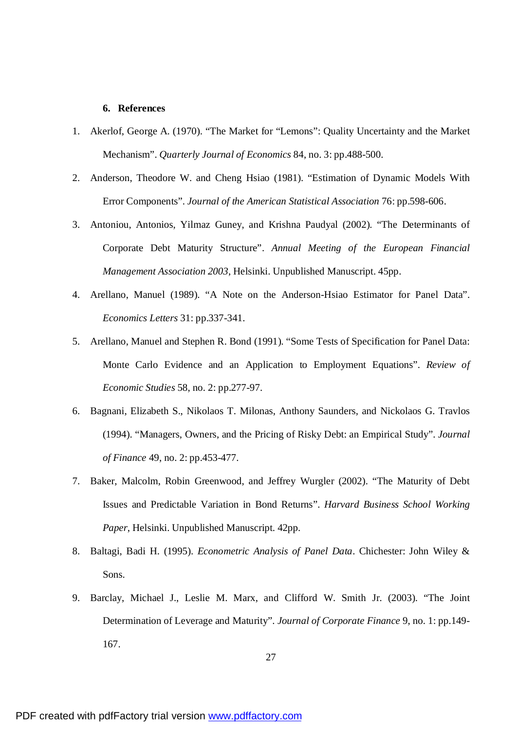## 6. References

1. Akerlof, George A. (1970). “The Market for “Lemons”: Quality Uncertainty and the Market Mechanism”. *Quarterly Journal of Economics* 84, no. 3: pp.488-500.
2. Anderson, Theodore W. and Cheng Hsiao (1981). “Estimation of Dynamic Models With Error Components”. *Journal of the American Statistical Association* 76: pp.598-606.
3. Antoniou, Antonios, Yilmaz Guney, and Krishna Paudyal (2002). “The Determinants of Corporate Debt Maturity Structure”. *Annual Meeting of the European Financial Management Association 2003*, Helsinki. Unpublished Manuscript. 45pp.
4. Arellano, Manuel (1989). “A Note on the Anderson-Hsiao Estimator for Panel Data”. *Economics Letters* 31: pp.337-341.
5. Arellano, Manuel and Stephen R. Bond (1991). “Some Tests of Specification for Panel Data: Monte Carlo Evidence and an Application to Employment Equations”. *Review of Economic Studies* 58, no. 2: pp.277-97.
6. Bagnani, Elizabeth S., Nikolaos T. Milonas, Anthony Saunders, and Nickolaos G. Travlos (1994). “Managers, Owners, and the Pricing of Risky Debt: an Empirical Study”. *Journal of Finance* 49, no. 2: pp.453-477.
7. Baker, Malcolm, Robin Greenwood, and Jeffrey Wurgler (2002). “The Maturity of Debt Issues and Predictable Variation in Bond Returns”. *Harvard Business School Working Paper*, Helsinki. Unpublished Manuscript. 42pp.
8. Baltagi, Badi H. (1995). *Econometric Analysis of Panel Data*. Chichester: John Wiley & Sons.
9. Barclay, Michael J., Leslie M. Marx, and Clifford W. Smith Jr. (2003). “The Joint Determination of Leverage and Maturity”. *Journal of Corporate Finance* 9, no. 1: pp.149-167.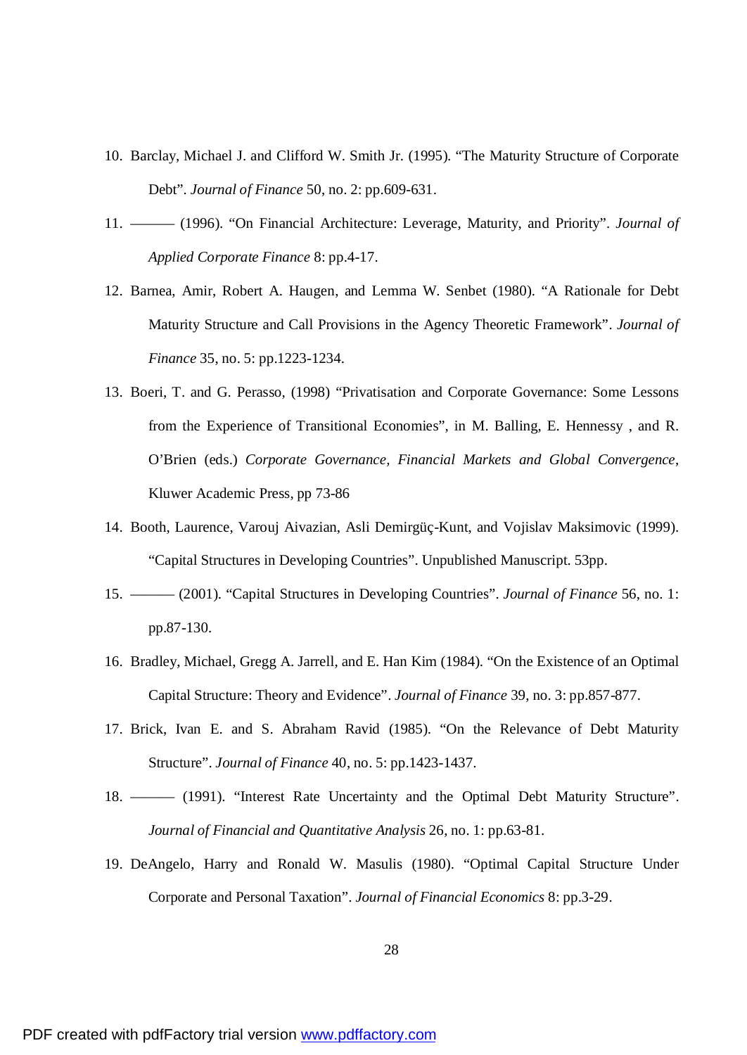10. Barclay, Michael J. and Clifford W. Smith Jr. (1995). "The Maturity Structure of Corporate Debt". *Journal of Finance* 50, no. 2: pp.609-631.
11. ——— (1996). "On Financial Architecture: Leverage, Maturity, and Priority". *Journal of Applied Corporate Finance* 8: pp.4-17.
12. Barnea, Amir, Robert A. Haugen, and Lemma W. Senbet (1980). "A Rationale for Debt Maturity Structure and Call Provisions in the Agency Theoretic Framework". *Journal of Finance* 35, no. 5: pp.1223-1234.
13. Boeri, T. and G. Perasso, (1998) "Privatisation and Corporate Governance: Some Lessons from the Experience of Transitional Economies", in M. Balling, E. Hennessy , and R. O'Brien (eds.) *Corporate Governance, Financial Markets and Global Convergence*, Kluwer Academic Press, pp 73-86
14. Booth, Laurence, Varouj Aivazian, Asli Demirgüç-Kunt, and Vojislav Maksimovic (1999). "Capital Structures in Developing Countries". Unpublished Manuscript. 53pp.
15. ——— (2001). "Capital Structures in Developing Countries". *Journal of Finance* 56, no. 1: pp.87-130.
16. Bradley, Michael, Gregg A. Jarrell, and E. Han Kim (1984). "On the Existence of an Optimal Capital Structure: Theory and Evidence". *Journal of Finance* 39, no. 3: pp.857-877.
17. Brick, Ivan E. and S. Abraham Ravid (1985). "On the Relevance of Debt Maturity Structure". *Journal of Finance* 40, no. 5: pp.1423-1437.
18. ——— (1991). "Interest Rate Uncertainty and the Optimal Debt Maturity Structure". *Journal of Financial and Quantitative Analysis* 26, no. 1: pp.63-81.
19. DeAngelo, Harry and Ronald W. Masulis (1980). "Optimal Capital Structure Under Corporate and Personal Taxation". *Journal of Financial Economics* 8: pp.3-29.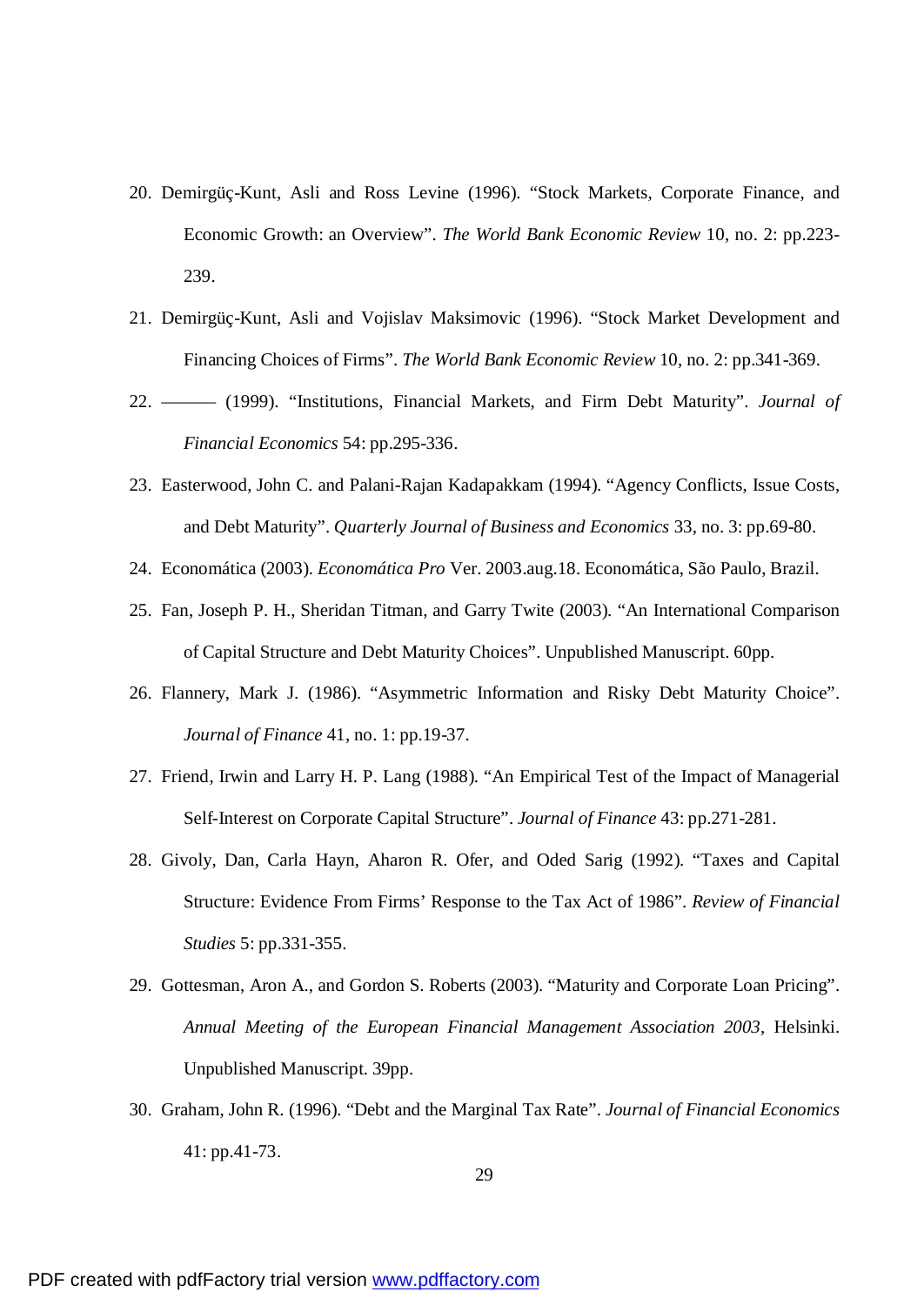20. Demirgüç-Kunt, Asli and Ross Levine (1996). "Stock Markets, Corporate Finance, and Economic Growth: an Overview". *The World Bank Economic Review* 10, no. 2: pp.223-239.

21. Demirgüç-Kunt, Asli and Vojislav Maksimovic (1996). "Stock Market Development and Financing Choices of Firms". *The World Bank Economic Review* 10, no. 2: pp.341-369.

22. ——— (1999). "Institutions, Financial Markets, and Firm Debt Maturity". *Journal of Financial Economics* 54: pp.295-336.

23. Easterwood, John C. and Palani-Rajan Kadapakkam (1994). "Agency Conflicts, Issue Costs, and Debt Maturity". *Quarterly Journal of Business and Economics* 33, no. 3: pp.69-80.

24. Economática (2003). *Economática Pro* Ver. 2003.aug.18. Economática, São Paulo, Brazil.

25. Fan, Joseph P. H., Sheridan Titman, and Garry Twite (2003). "An International Comparison of Capital Structure and Debt Maturity Choices". Unpublished Manuscript. 60pp.

26. Flannery, Mark J. (1986). "Asymmetric Information and Risky Debt Maturity Choice". *Journal of Finance* 41, no. 1: pp.19-37.

27. Friend, Irwin and Larry H. P. Lang (1988). "An Empirical Test of the Impact of Managerial Self-Interest on Corporate Capital Structure". *Journal of Finance* 43: pp.271-281.

28. Givoly, Dan, Carla Hayn, Aharon R. Ofer, and Oded Sarig (1992). "Taxes and Capital Structure: Evidence From Firms' Response to the Tax Act of 1986". *Review of Financial Studies* 5: pp.331-355.

29. Gottesman, Aron A., and Gordon S. Roberts (2003). "Maturity and Corporate Loan Pricing". *Annual Meeting of the European Financial Management Association 2003*, Helsinki. Unpublished Manuscript. 39pp.

30. Graham, John R. (1996). "Debt and the Marginal Tax Rate". *Journal of Financial Economics* 41: pp.41-73.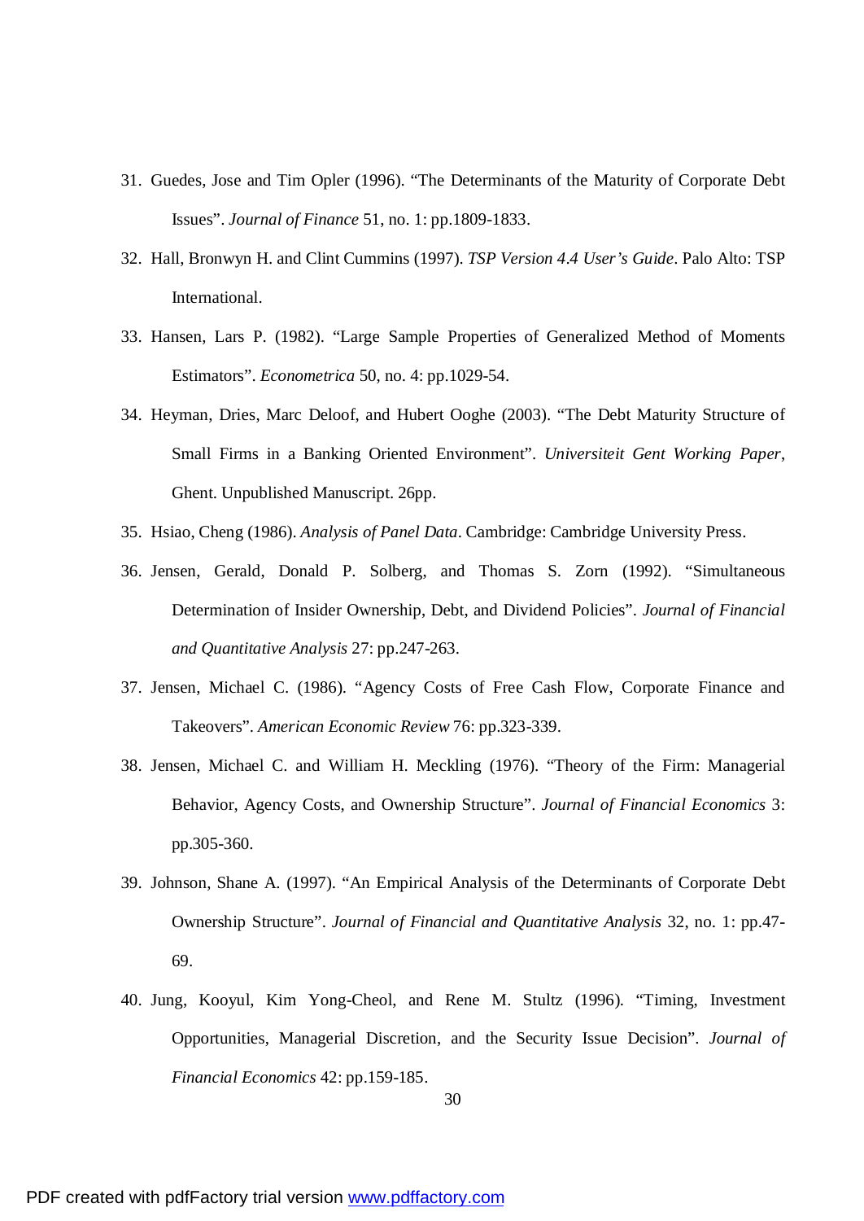31. Guedes, Jose and Tim Opler (1996). "The Determinants of the Maturity of Corporate Debt Issues". *Journal of Finance* 51, no. 1: pp.1809-1833.
32. Hall, Bronwyn H. and Clint Cummins (1997). *TSP Version 4.4 User's Guide*. Palo Alto: TSP International.
33. Hansen, Lars P. (1982). "Large Sample Properties of Generalized Method of Moments Estimators". *Econometrica* 50, no. 4: pp.1029-54.
34. Heyman, Dries, Marc Deloof, and Hubert Ooghe (2003). "The Debt Maturity Structure of Small Firms in a Banking Oriented Environment". *Universiteit Gent Working Paper*, Ghent. Unpublished Manuscript. 26pp.
35. Hsiao, Cheng (1986). *Analysis of Panel Data*. Cambridge: Cambridge University Press.
36. Jensen, Gerald, Donald P. Solberg, and Thomas S. Zorn (1992). "Simultaneous Determination of Insider Ownership, Debt, and Dividend Policies". *Journal of Financial and Quantitative Analysis* 27: pp.247-263.
37. Jensen, Michael C. (1986). "Agency Costs of Free Cash Flow, Corporate Finance and Takeovers". *American Economic Review* 76: pp.323-339.
38. Jensen, Michael C. and William H. Meckling (1976). "Theory of the Firm: Managerial Behavior, Agency Costs, and Ownership Structure". *Journal of Financial Economics* 3: pp.305-360.
39. Johnson, Shane A. (1997). "An Empirical Analysis of the Determinants of Corporate Debt Ownership Structure". *Journal of Financial and Quantitative Analysis* 32, no. 1: pp.47-69.
40. Jung, Kooyul, Kim Yong-Cheol, and Rene M. Stultz (1996). "Timing, Investment Opportunities, Managerial Discretion, and the Security Issue Decision". *Journal of Financial Economics* 42: pp.159-185.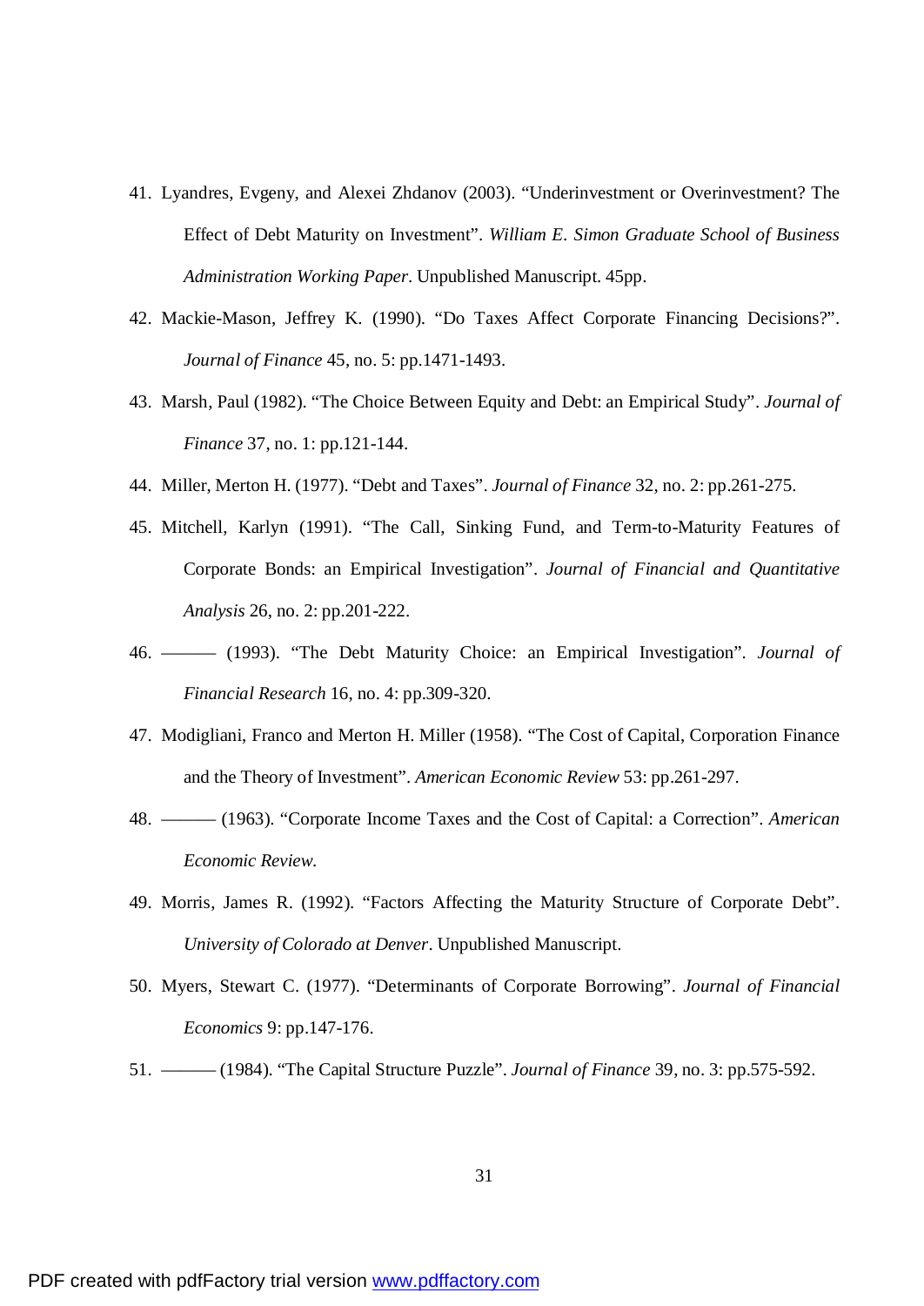41. Lyandres, Evgeny, and Alexei Zhdanov (2003). "Underinvestment or Overinvestment? The Effect of Debt Maturity on Investment". *William E. Simon Graduate School of Business Administration Working Paper*. Unpublished Manuscript. 45pp.
42. Mackie-Mason, Jeffrey K. (1990). "Do Taxes Affect Corporate Financing Decisions?". *Journal of Finance* 45, no. 5: pp.1471-1493.
43. Marsh, Paul (1982). "The Choice Between Equity and Debt: an Empirical Study". *Journal of Finance* 37, no. 1: pp.121-144.
44. Miller, Merton H. (1977). "Debt and Taxes". *Journal of Finance* 32, no. 2: pp.261-275.
45. Mitchell, Karlyn (1991). "The Call, Sinking Fund, and Term-to-Maturity Features of Corporate Bonds: an Empirical Investigation". *Journal of Financial and Quantitative Analysis* 26, no. 2: pp.201-222.
46. ——— (1993). "The Debt Maturity Choice: an Empirical Investigation". *Journal of Financial Research* 16, no. 4: pp.309-320.
47. Modigliani, Franco and Merton H. Miller (1958). "The Cost of Capital, Corporation Finance and the Theory of Investment". *American Economic Review* 53: pp.261-297.
48. ——— (1963). "Corporate Income Taxes and the Cost of Capital: a Correction". *American Economic Review.*
49. Morris, James R. (1992). "Factors Affecting the Maturity Structure of Corporate Debt". *University of Colorado at Denver*. Unpublished Manuscript.
50. Myers, Stewart C. (1977). "Determinants of Corporate Borrowing". *Journal of Financial Economics* 9: pp.147-176.
51. ——— (1984). "The Capital Structure Puzzle". *Journal of Finance* 39, no. 3: pp.575-592.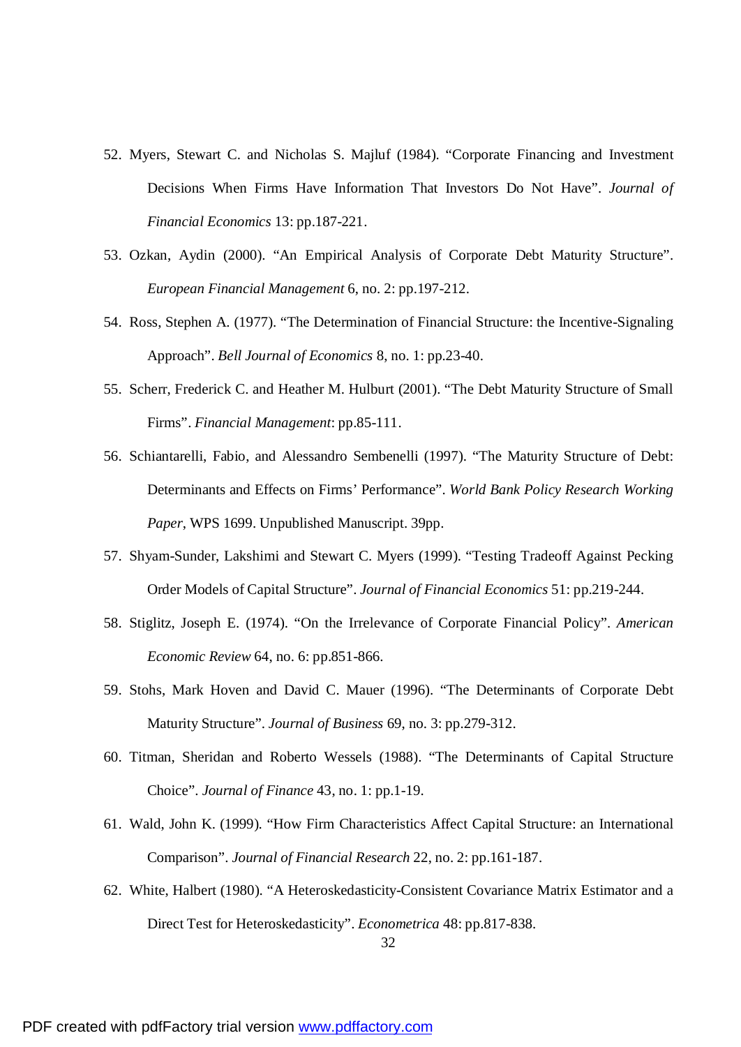52. Myers, Stewart C. and Nicholas S. Majluf (1984). "Corporate Financing and Investment Decisions When Firms Have Information That Investors Do Not Have". *Journal of Financial Economics* 13: pp.187-221.

53. Ozkan, Aydin (2000). "An Empirical Analysis of Corporate Debt Maturity Structure". *European Financial Management* 6, no. 2: pp.197-212.

54. Ross, Stephen A. (1977). "The Determination of Financial Structure: the Incentive-Signaling Approach". *Bell Journal of Economics* 8, no. 1: pp.23-40.

55. Scherr, Frederick C. and Heather M. Hulburt (2001). "The Debt Maturity Structure of Small Firms". *Financial Management*: pp.85-111.

56. Schiantarelli, Fabio, and Alessandro Sembenelli (1997). "The Maturity Structure of Debt: Determinants and Effects on Firms' Performance". *World Bank Policy Research Working Paper*, WPS 1699. Unpublished Manuscript. 39pp.

57. Shyam-Sunder, Lakshimi and Stewart C. Myers (1999). "Testing Tradeoff Against Pecking Order Models of Capital Structure". *Journal of Financial Economics* 51: pp.219-244.

58. Stiglitz, Joseph E. (1974). "On the Irrelevance of Corporate Financial Policy". *American Economic Review* 64, no. 6: pp.851-866.

59. Stohs, Mark Hoven and David C. Mauer (1996). "The Determinants of Corporate Debt Maturity Structure". *Journal of Business* 69, no. 3: pp.279-312.

60. Titman, Sheridan and Roberto Wessels (1988). "The Determinants of Capital Structure Choice". *Journal of Finance* 43, no. 1: pp.1-19.

61. Wald, John K. (1999). "How Firm Characteristics Affect Capital Structure: an International Comparison". *Journal of Financial Research* 22, no. 2: pp.161-187.

62. White, Halbert (1980). "A Heteroskedasticity-Consistent Covariance Matrix Estimator and a Direct Test for Heteroskedasticity". *Econometrica* 48: pp.817-838.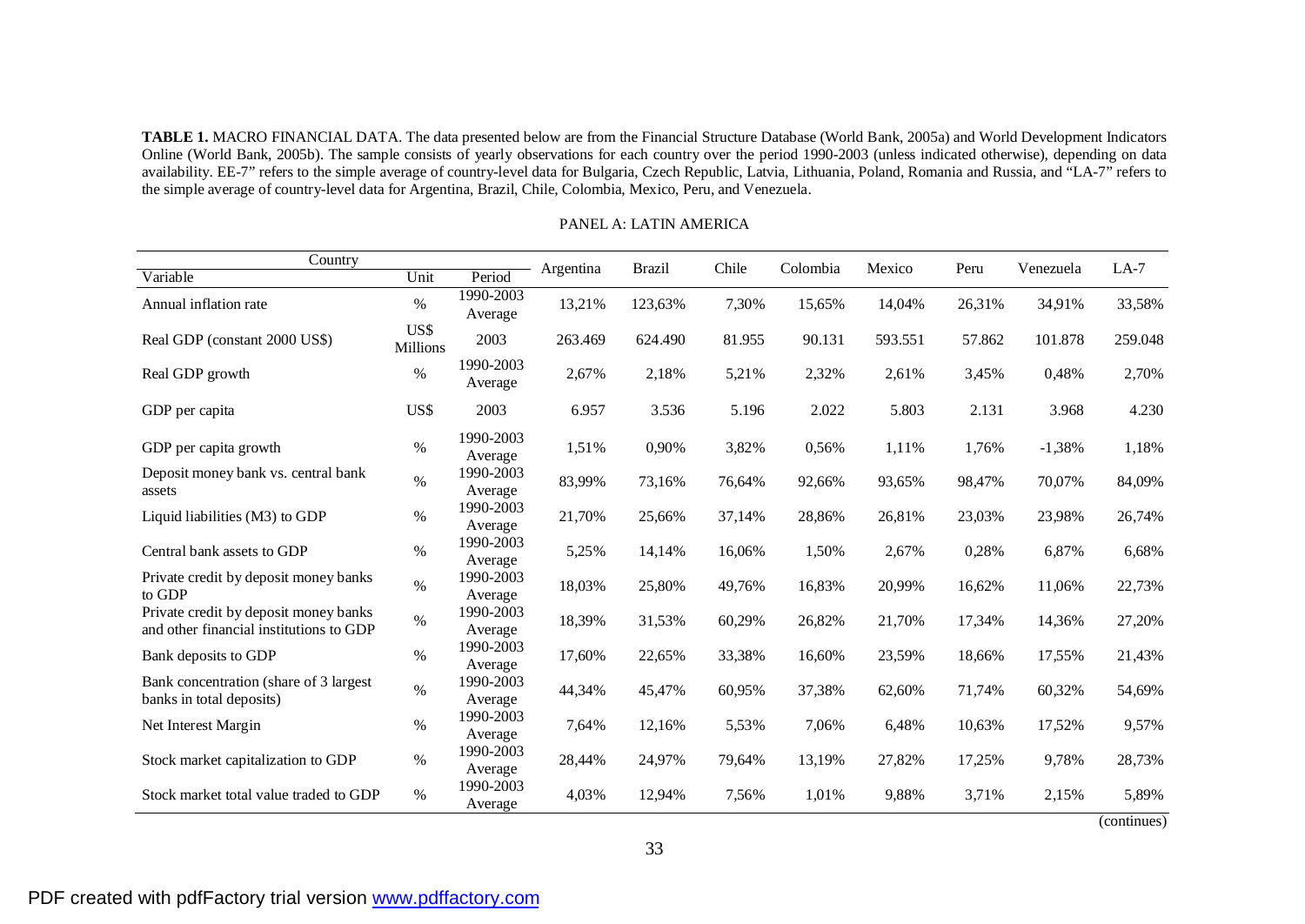**TABLE 1.** MACRO FINANCIAL DATA. The data presented below are from the Financial Structure Database (World Bank, 2005a) and World Development Indicators Online (World Bank, 2005b). The sample consists of yearly observations for each country over the period 1990-2003 (unless indicated otherwise), depending on data availability. EE-7" refers to the simple average of country-level data for Bulgaria, Czech Republic, Latvia, Lithuania, Poland, Romania and Russia, and "LA-7" refers to the simple average of country-level data for Argentina, Brazil, Chile, Colombia, Mexico, Peru, and Venezuela.

PANEL A: LATIN AMERICA

| Country / Variable | Unit | Period | Argentina | Brazil | Chile | Colombia | Mexico | Peru | Venezuela | LA-7 |
|---|---|---|---|---|---|---|---|---|---|---|
| Annual inflation rate | % | 1990-2003 Average | 13,21% | 123,63% | 7,30% | 15,65% | 14,04% | 26,31% | 34,91% | 33,58% |
| Real GDP (constant 2000 US$) | US$ Millions | 2003 | 263.469 | 624.490 | 81.955 | 90.131 | 593.551 | 57.862 | 101.878 | 259.048 |
| Real GDP growth | % | 1990-2003 Average | 2,67% | 2,18% | 5,21% | 2,32% | 2,61% | 3,45% | 0,48% | 2,70% |
| GDP per capita | US$ | 2003 | 6.957 | 3.536 | 5.196 | 2.022 | 5.803 | 2.131 | 3.968 | 4.230 |
| GDP per capita growth | % | 1990-2003 Average | 1,51% | 0,90% | 3,82% | 0,56% | 1,11% | 1,76% | -1,38% | 1,18% |
| Deposit money bank vs. central bank assets | % | 1990-2003 Average | 83,99% | 73,16% | 76,64% | 92,66% | 93,65% | 98,47% | 70,07% | 84,09% |
| Liquid liabilities (M3) to GDP | % | 1990-2003 Average | 21,70% | 25,66% | 37,14% | 28,86% | 26,81% | 23,03% | 23,98% | 26,74% |
| Central bank assets to GDP | % | 1990-2003 Average | 5,25% | 14,14% | 16,06% | 1,50% | 2,67% | 0,28% | 6,87% | 6,68% |
| Private credit by deposit money banks to GDP | % | 1990-2003 Average | 18,03% | 25,80% | 49,76% | 16,83% | 20,99% | 16,62% | 11,06% | 22,73% |
| Private credit by deposit money banks and other financial institutions to GDP | % | 1990-2003 Average | 18,39% | 31,53% | 60,29% | 26,82% | 21,70% | 17,34% | 14,36% | 27,20% |
| Bank deposits to GDP | % | 1990-2003 Average | 17,60% | 22,65% | 33,38% | 16,60% | 23,59% | 18,66% | 17,55% | 21,43% |
| Bank concentration (share of 3 largest banks in total deposits) | % | 1990-2003 Average | 44,34% | 45,47% | 60,95% | 37,38% | 62,60% | 71,74% | 60,32% | 54,69% |
| Net Interest Margin | % | 1990-2003 Average | 7,64% | 12,16% | 5,53% | 7,06% | 6,48% | 10,63% | 17,52% | 9,57% |
| Stock market capitalization to GDP | % | 1990-2003 Average | 28,44% | 24,97% | 79,64% | 13,19% | 27,82% | 17,25% | 9,78% | 28,73% |
| Stock market total value traded to GDP | % | 1990-2003 Average | 4,03% | 12,94% | 7,56% | 1,01% | 9,88% | 3,71% | 2,15% | 5,89% |

(continues)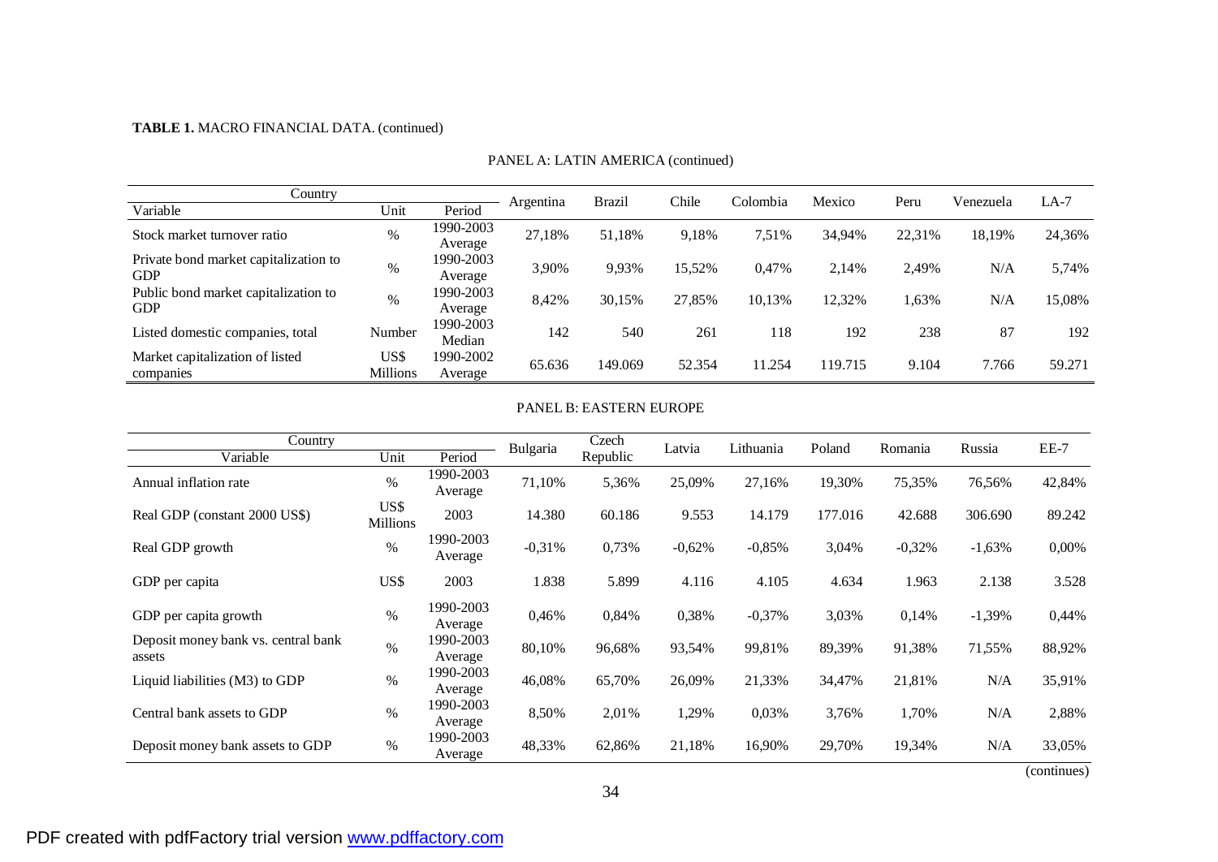**TABLE 1.** MACRO FINANCIAL DATA. (continued)

PANEL A: LATIN AMERICA (continued)

| Country / Variable | Unit | Period | Argentina | Brazil | Chile | Colombia | Mexico | Peru | Venezuela | LA-7 |
|---|---|---|---|---|---|---|---|---|---|---|
| Stock market turnover ratio | % | 1990-2003 Average | 27,18% | 51,18% | 9,18% | 7,51% | 34,94% | 22,31% | 18,19% | 24,36% |
| Private bond market capitalization to GDP | % | 1990-2003 Average | 3,90% | 9,93% | 15,52% | 0,47% | 2,14% | 2,49% | N/A | 5,74% |
| Public bond market capitalization to GDP | % | 1990-2003 Average | 8,42% | 30,15% | 27,85% | 10,13% | 12,32% | 1,63% | N/A | 15,08% |
| Listed domestic companies, total | Number | 1990-2003 Median | 142 | 540 | 261 | 118 | 192 | 238 | 87 | 192 |
| Market capitalization of listed companies | US$ Millions | 1990-2002 Average | 65.636 | 149.069 | 52.354 | 11.254 | 119.715 | 9.104 | 7.766 | 59.271 |

PANEL B: EASTERN EUROPE

| Country / Variable | Unit | Period | Bulgaria | Czech Republic | Latvia | Lithuania | Poland | Romania | Russia | EE-7 |
|---|---|---|---|---|---|---|---|---|---|---|
| Annual inflation rate | % | 1990-2003 Average | 71,10% | 5,36% | 25,09% | 27,16% | 19,30% | 75,35% | 76,56% | 42,84% |
| Real GDP (constant 2000 US$) | US$ Millions | 2003 | 14.380 | 60.186 | 9.553 | 14.179 | 177.016 | 42.688 | 306.690 | 89.242 |
| Real GDP growth | % | 1990-2003 Average | -0,31% | 0,73% | -0,62% | -0,85% | 3,04% | -0,32% | -1,63% | 0,00% |
| GDP per capita | US$ | 2003 | 1.838 | 5.899 | 4.116 | 4.105 | 4.634 | 1.963 | 2.138 | 3.528 |
| GDP per capita growth | % | 1990-2003 Average | 0,46% | 0,84% | 0,38% | -0,37% | 3,03% | 0,14% | -1,39% | 0,44% |
| Deposit money bank vs. central bank assets | % | 1990-2003 Average | 80,10% | 96,68% | 93,54% | 99,81% | 89,39% | 91,38% | 71,55% | 88,92% |
| Liquid liabilities (M3) to GDP | % | 1990-2003 Average | 46,08% | 65,70% | 26,09% | 21,33% | 34,47% | 21,81% | N/A | 35,91% |
| Central bank assets to GDP | % | 1990-2003 Average | 8,50% | 2,01% | 1,29% | 0,03% | 3,76% | 1,70% | N/A | 2,88% |
| Deposit money bank assets to GDP | % | 1990-2003 Average | 48,33% | 62,86% | 21,18% | 16,90% | 29,70% | 19,34% | N/A | 33,05% |

(continues)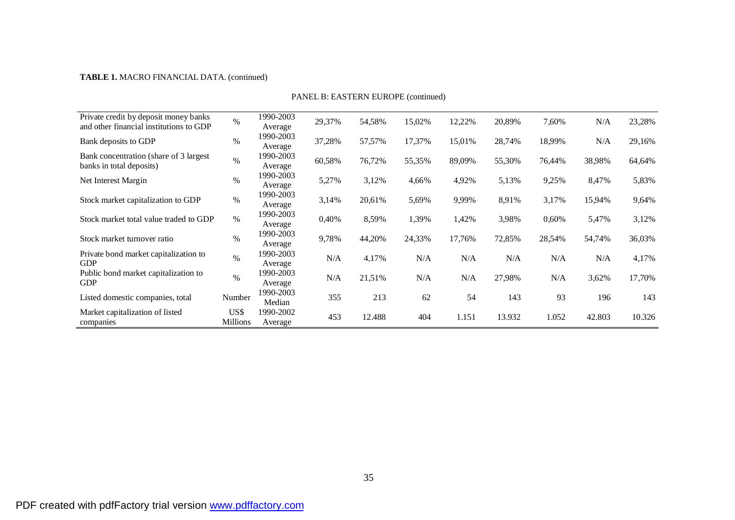**TABLE 1.** MACRO FINANCIAL DATA. (continued)

PANEL B: EASTERN EUROPE (continued)

| | | | | | | | | | | |
|---|---|---|---|---|---|---|---|---|---|---|
| Private credit by deposit money banks and other financial institutions to GDP | % | 1990-2003 Average | 29,37% | 54,58% | 15,02% | 12,22% | 20,89% | 7,60% | N/A | 23,28% |
| Bank deposits to GDP | % | 1990-2003 Average | 37,28% | 57,57% | 17,37% | 15,01% | 28,74% | 18,99% | N/A | 29,16% |
| Bank concentration (share of 3 largest banks in total deposits) | % | 1990-2003 Average | 60,58% | 76,72% | 55,35% | 89,09% | 55,30% | 76,44% | 38,98% | 64,64% |
| Net Interest Margin | % | 1990-2003 Average | 5,27% | 3,12% | 4,66% | 4,92% | 5,13% | 9,25% | 8,47% | 5,83% |
| Stock market capitalization to GDP | % | 1990-2003 Average | 3,14% | 20,61% | 5,69% | 9,99% | 8,91% | 3,17% | 15,94% | 9,64% |
| Stock market total value traded to GDP | % | 1990-2003 Average | 0,40% | 8,59% | 1,39% | 1,42% | 3,98% | 0,60% | 5,47% | 3,12% |
| Stock market turnover ratio | % | 1990-2003 Average | 9,78% | 44,20% | 24,33% | 17,76% | 72,85% | 28,54% | 54,74% | 36,03% |
| Private bond market capitalization to GDP | % | 1990-2003 Average | N/A | 4,17% | N/A | N/A | N/A | N/A | N/A | 4,17% |
| Public bond market capitalization to GDP | % | 1990-2003 Average | N/A | 21,51% | N/A | N/A | 27,98% | N/A | 3,62% | 17,70% |
| Listed domestic companies, total | Number | 1990-2003 Median | 355 | 213 | 62 | 54 | 143 | 93 | 196 | 143 |
| Market capitalization of listed companies | US$ Millions | 1990-2002 Average | 453 | 12.488 | 404 | 1.151 | 13.932 | 1.052 | 42.803 | 10.326 |

PDF created with pdfFactory trial version www.pdffactory.com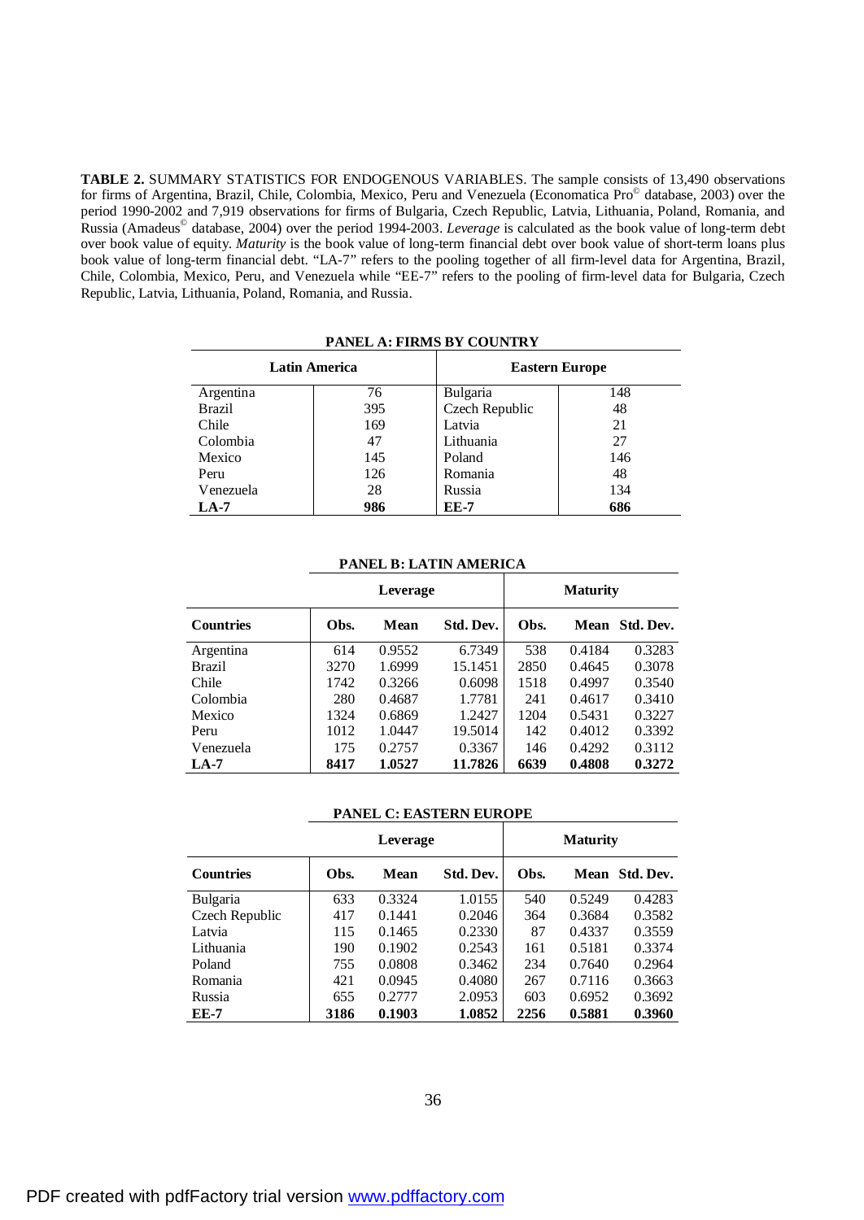**TABLE 2.** SUMMARY STATISTICS FOR ENDOGENOUS VARIABLES. The sample consists of 13,490 observations for firms of Argentina, Brazil, Chile, Colombia, Mexico, Peru and Venezuela (Economatica Pro© database, 2003) over the period 1990-2002 and 7,919 observations for firms of Bulgaria, Czech Republic, Latvia, Lithuania, Poland, Romania, and Russia (Amadeus© database, 2004) over the period 1994-2003. *Leverage* is calculated as the book value of long-term debt over book value of equity. *Maturity* is the book value of long-term financial debt over book value of short-term loans plus book value of long-term financial debt. "LA-7" refers to the pooling together of all firm-level data for Argentina, Brazil, Chile, Colombia, Mexico, Peru, and Venezuela while "EE-7" refers to the pooling of firm-level data for Bulgaria, Czech Republic, Latvia, Lithuania, Poland, Romania, and Russia.

**PANEL A: FIRMS BY COUNTRY**

| Latin America | | Eastern Europe | |
|---|---|---|---|
| Argentina | 76 | Bulgaria | 148 |
| Brazil | 395 | Czech Republic | 48 |
| Chile | 169 | Latvia | 21 |
| Colombia | 47 | Lithuania | 27 |
| Mexico | 145 | Poland | 146 |
| Peru | 126 | Romania | 48 |
| Venezuela | 28 | Russia | 134 |
| **LA-7** | **986** | **EE-7** | **686** |

**PANEL B: LATIN AMERICA**

| | Leverage | | | Maturity | | |
|---|---|---|---|---|---|---|
| **Countries** | **Obs.** | **Mean** | **Std. Dev.** | **Obs.** | **Mean** | **Std. Dev.** |
| Argentina | 614 | 0.9552 | 6.7349 | 538 | 0.4184 | 0.3283 |
| Brazil | 3270 | 1.6999 | 15.1451 | 2850 | 0.4645 | 0.3078 |
| Chile | 1742 | 0.3266 | 0.6098 | 1518 | 0.4997 | 0.3540 |
| Colombia | 280 | 0.4687 | 1.7781 | 241 | 0.4617 | 0.3410 |
| Mexico | 1324 | 0.6869 | 1.2427 | 1204 | 0.5431 | 0.3227 |
| Peru | 1012 | 1.0447 | 19.5014 | 142 | 0.4012 | 0.3392 |
| Venezuela | 175 | 0.2757 | 0.3367 | 146 | 0.4292 | 0.3112 |
| **LA-7** | **8417** | **1.0527** | **11.7826** | **6639** | **0.4808** | **0.3272** |

**PANEL C: EASTERN EUROPE**

| | Leverage | | | Maturity | | |
|---|---|---|---|---|---|---|
| **Countries** | **Obs.** | **Mean** | **Std. Dev.** | **Obs.** | **Mean** | **Std. Dev.** |
| Bulgaria | 633 | 0.3324 | 1.0155 | 540 | 0.5249 | 0.4283 |
| Czech Republic | 417 | 0.1441 | 0.2046 | 364 | 0.3684 | 0.3582 |
| Latvia | 115 | 0.1465 | 0.2330 | 87 | 0.4337 | 0.3559 |
| Lithuania | 190 | 0.1902 | 0.2543 | 161 | 0.5181 | 0.3374 |
| Poland | 755 | 0.0808 | 0.3462 | 234 | 0.7640 | 0.2964 |
| Romania | 421 | 0.0945 | 0.4080 | 267 | 0.7116 | 0.3663 |
| Russia | 655 | 0.2777 | 2.0953 | 603 | 0.6952 | 0.3692 |
| **EE-7** | **3186** | **0.1903** | **1.0852** | **2256** | **0.5881** | **0.3960** |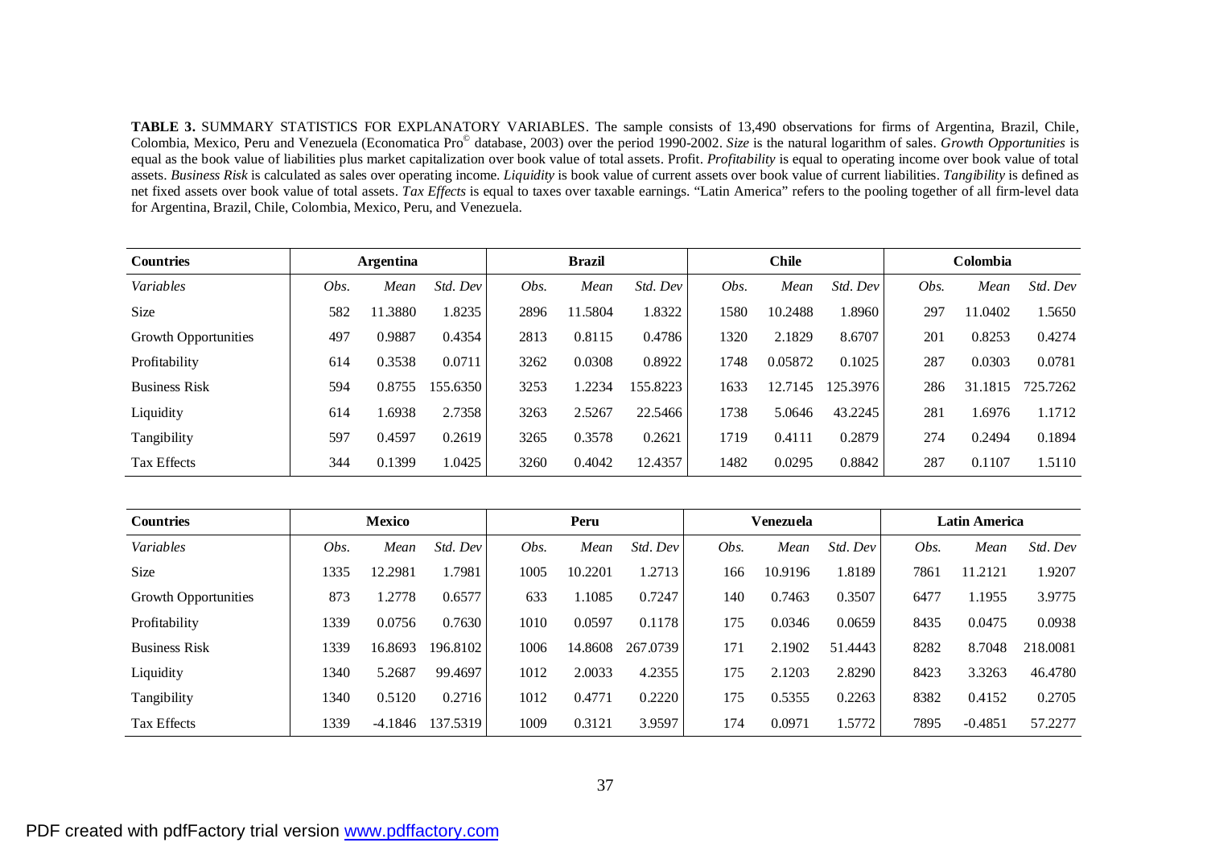**TABLE 3.** SUMMARY STATISTICS FOR EXPLANATORY VARIABLES. The sample consists of 13,490 observations for firms of Argentina, Brazil, Chile, Colombia, Mexico, Peru and Venezuela (Economatica Pro© database, 2003) over the period 1990-2002. *Size* is the natural logarithm of sales. *Growth Opportunities* is equal as the book value of liabilities plus market capitalization over book value of total assets. Profit. *Profitability* is equal to operating income over book value of total assets. *Business Risk* is calculated as sales over operating income. *Liquidity* is book value of current assets over book value of current liabilities. *Tangibility* is defined as net fixed assets over book value of total assets. *Tax Effects* is equal to taxes over taxable earnings. "Latin America" refers to the pooling together of all firm-level data for Argentina, Brazil, Chile, Colombia, Mexico, Peru, and Venezuela.

| **Countries** | **Argentina** | | | **Brazil** | | | **Chile** | | | **Colombia** | | |
|---|---|---|---|---|---|---|---|---|---|---|---|---|
| *Variables* | *Obs.* | *Mean* | *Std. Dev* | *Obs.* | *Mean* | *Std. Dev* | *Obs.* | *Mean* | *Std. Dev* | *Obs.* | *Mean* | *Std. Dev* |
| Size | 582 | 11.3880 | 1.8235 | 2896 | 11.5804 | 1.8322 | 1580 | 10.2488 | 1.8960 | 297 | 11.0402 | 1.5650 |
| Growth Opportunities | 497 | 0.9887 | 0.4354 | 2813 | 0.8115 | 0.4786 | 1320 | 2.1829 | 8.6707 | 201 | 0.8253 | 0.4274 |
| Profitability | 614 | 0.3538 | 0.0711 | 3262 | 0.0308 | 0.8922 | 1748 | 0.05872 | 0.1025 | 287 | 0.0303 | 0.0781 |
| Business Risk | 594 | 0.8755 | 155.6350 | 3253 | 1.2234 | 155.8223 | 1633 | 12.7145 | 125.3976 | 286 | 31.1815 | 725.7262 |
| Liquidity | 614 | 1.6938 | 2.7358 | 3263 | 2.5267 | 22.5466 | 1738 | 5.0646 | 43.2245 | 281 | 1.6976 | 1.1712 |
| Tangibility | 597 | 0.4597 | 0.2619 | 3265 | 0.3578 | 0.2621 | 1719 | 0.4111 | 0.2879 | 274 | 0.2494 | 0.1894 |
| Tax Effects | 344 | 0.1399 | 1.0425 | 3260 | 0.4042 | 12.4357 | 1482 | 0.0295 | 0.8842 | 287 | 0.1107 | 1.5110 |

| **Countries** | **Mexico** | | | **Peru** | | | **Venezuela** | | | **Latin America** | | |
|---|---|---|---|---|---|---|---|---|---|---|---|---|
| *Variables* | *Obs.* | *Mean* | *Std. Dev* | *Obs.* | *Mean* | *Std. Dev* | *Obs.* | *Mean* | *Std. Dev* | *Obs.* | *Mean* | *Std. Dev* |
| Size | 1335 | 12.2981 | 1.7981 | 1005 | 10.2201 | 1.2713 | 166 | 10.9196 | 1.8189 | 7861 | 11.2121 | 1.9207 |
| Growth Opportunities | 873 | 1.2778 | 0.6577 | 633 | 1.1085 | 0.7247 | 140 | 0.7463 | 0.3507 | 6477 | 1.1955 | 3.9775 |
| Profitability | 1339 | 0.0756 | 0.7630 | 1010 | 0.0597 | 0.1178 | 175 | 0.0346 | 0.0659 | 8435 | 0.0475 | 0.0938 |
| Business Risk | 1339 | 16.8693 | 196.8102 | 1006 | 14.8608 | 267.0739 | 171 | 2.1902 | 51.4443 | 8282 | 8.7048 | 218.0081 |
| Liquidity | 1340 | 5.2687 | 99.4697 | 1012 | 2.0033 | 4.2355 | 175 | 2.1203 | 2.8290 | 8423 | 3.3263 | 46.4780 |
| Tangibility | 1340 | 0.5120 | 0.2716 | 1012 | 0.4771 | 0.2220 | 175 | 0.5355 | 0.2263 | 8382 | 0.4152 | 0.2705 |
| Tax Effects | 1339 | -4.1846 | 137.5319 | 1009 | 0.3121 | 3.9597 | 174 | 0.0971 | 1.5772 | 7895 | -0.4851 | 57.2277 |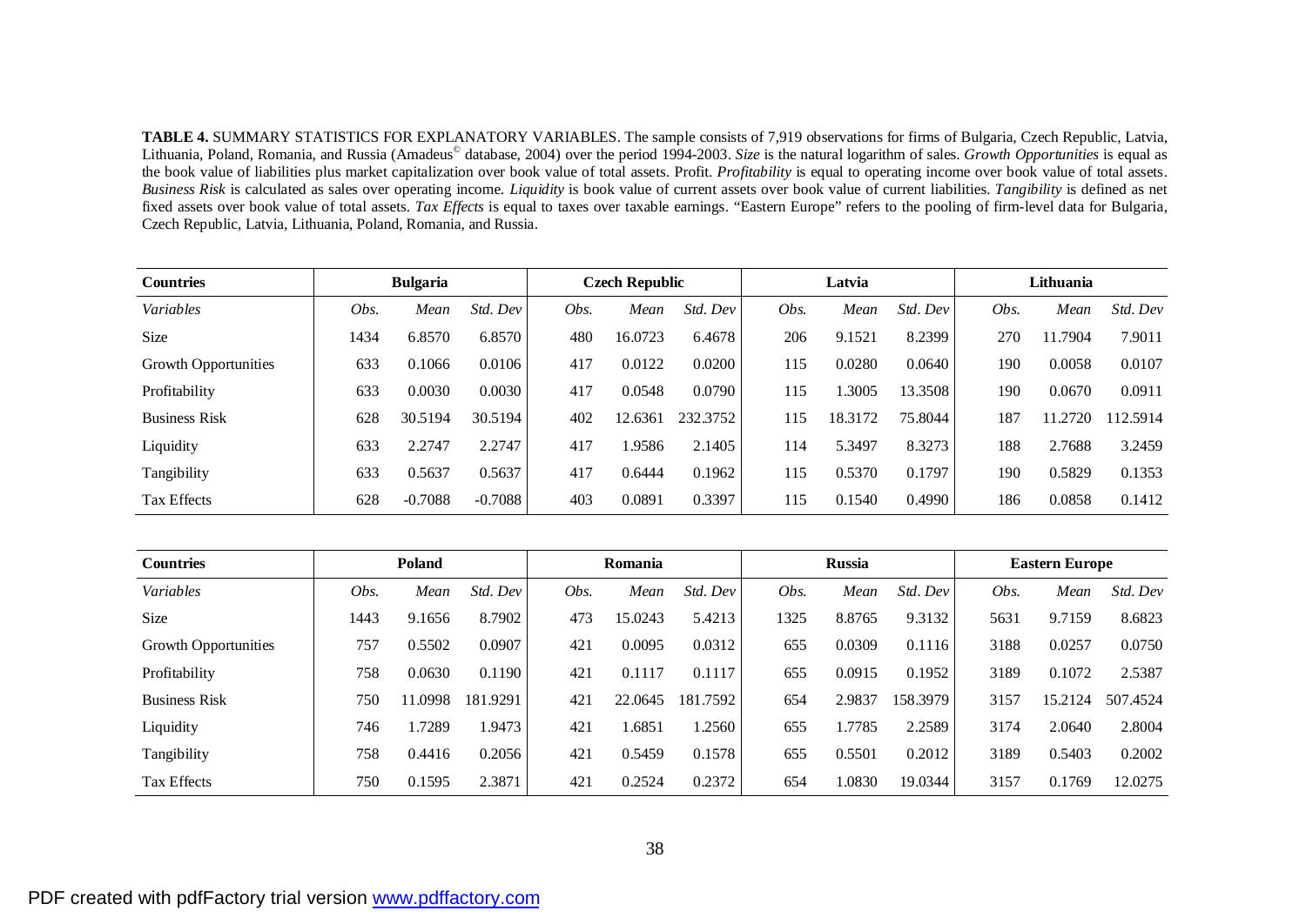**TABLE 4.** SUMMARY STATISTICS FOR EXPLANATORY VARIABLES. The sample consists of 7,919 observations for firms of Bulgaria, Czech Republic, Latvia, Lithuania, Poland, Romania, and Russia (Amadeus© database, 2004) over the period 1994-2003. *Size* is the natural logarithm of sales. *Growth Opportunities* is equal as the book value of liabilities plus market capitalization over book value of total assets. Profit. *Profitability* is equal to operating income over book value of total assets. *Business Risk* is calculated as sales over operating income. *Liquidity* is book value of current assets over book value of current liabilities. *Tangibility* is defined as net fixed assets over book value of total assets. *Tax Effects* is equal to taxes over taxable earnings. "Eastern Europe" refers to the pooling of firm-level data for Bulgaria, Czech Republic, Latvia, Lithuania, Poland, Romania, and Russia.

| **Countries** | **Bulgaria** | | | **Czech Republic** | | | **Latvia** | | | **Lithuania** | | |
|---|---|---|---|---|---|---|---|---|---|---|---|---|
| *Variables* | *Obs.* | *Mean* | *Std. Dev* | *Obs.* | *Mean* | *Std. Dev* | *Obs.* | *Mean* | *Std. Dev* | *Obs.* | *Mean* | *Std. Dev* |
| Size | 1434 | 6.8570 | 6.8570 | 480 | 16.0723 | 6.4678 | 206 | 9.1521 | 8.2399 | 270 | 11.7904 | 7.9011 |
| Growth Opportunities | 633 | 0.1066 | 0.0106 | 417 | 0.0122 | 0.0200 | 115 | 0.0280 | 0.0640 | 190 | 0.0058 | 0.0107 |
| Profitability | 633 | 0.0030 | 0.0030 | 417 | 0.0548 | 0.0790 | 115 | 1.3005 | 13.3508 | 190 | 0.0670 | 0.0911 |
| Business Risk | 628 | 30.5194 | 30.5194 | 402 | 12.6361 | 232.3752 | 115 | 18.3172 | 75.8044 | 187 | 11.2720 | 112.5914 |
| Liquidity | 633 | 2.2747 | 2.2747 | 417 | 1.9586 | 2.1405 | 114 | 5.3497 | 8.3273 | 188 | 2.7688 | 3.2459 |
| Tangibility | 633 | 0.5637 | 0.5637 | 417 | 0.6444 | 0.1962 | 115 | 0.5370 | 0.1797 | 190 | 0.5829 | 0.1353 |
| Tax Effects | 628 | -0.7088 | -0.7088 | 403 | 0.0891 | 0.3397 | 115 | 0.1540 | 0.4990 | 186 | 0.0858 | 0.1412 |

| **Countries** | **Poland** | | | **Romania** | | | **Russia** | | | **Eastern Europe** | | |
|---|---|---|---|---|---|---|---|---|---|---|---|---|
| *Variables* | *Obs.* | *Mean* | *Std. Dev* | *Obs.* | *Mean* | *Std. Dev* | *Obs.* | *Mean* | *Std. Dev* | *Obs.* | *Mean* | *Std. Dev* |
| Size | 1443 | 9.1656 | 8.7902 | 473 | 15.0243 | 5.4213 | 1325 | 8.8765 | 9.3132 | 5631 | 9.7159 | 8.6823 |
| Growth Opportunities | 757 | 0.5502 | 0.0907 | 421 | 0.0095 | 0.0312 | 655 | 0.0309 | 0.1116 | 3188 | 0.0257 | 0.0750 |
| Profitability | 758 | 0.0630 | 0.1190 | 421 | 0.1117 | 0.1117 | 655 | 0.0915 | 0.1952 | 3189 | 0.1072 | 2.5387 |
| Business Risk | 750 | 11.0998 | 181.9291 | 421 | 22.0645 | 181.7592 | 654 | 2.9837 | 158.3979 | 3157 | 15.2124 | 507.4524 |
| Liquidity | 746 | 1.7289 | 1.9473 | 421 | 1.6851 | 1.2560 | 655 | 1.7785 | 2.2589 | 3174 | 2.0640 | 2.8004 |
| Tangibility | 758 | 0.4416 | 0.2056 | 421 | 0.5459 | 0.1578 | 655 | 0.5501 | 0.2012 | 3189 | 0.5403 | 0.2002 |
| Tax Effects | 750 | 0.1595 | 2.3871 | 421 | 0.2524 | 0.2372 | 654 | 1.0830 | 19.0344 | 3157 | 0.1769 | 12.0275 |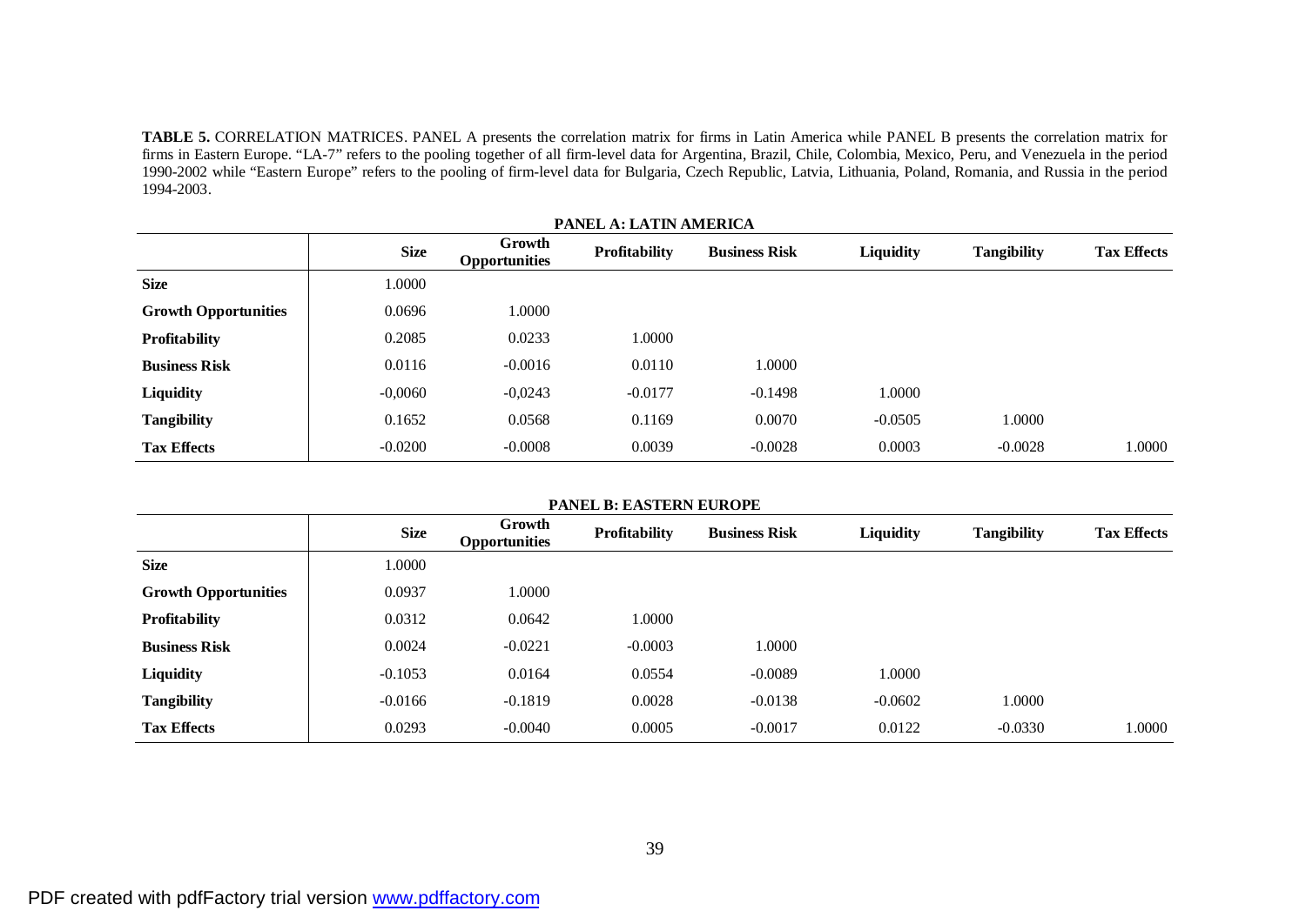**TABLE 5.** CORRELATION MATRICES. PANEL A presents the correlation matrix for firms in Latin America while PANEL B presents the correlation matrix for firms in Eastern Europe. "LA-7" refers to the pooling together of all firm-level data for Argentina, Brazil, Chile, Colombia, Mexico, Peru, and Venezuela in the period 1990-2002 while "Eastern Europe" refers to the pooling of firm-level data for Bulgaria, Czech Republic, Latvia, Lithuania, Poland, Romania, and Russia in the period 1994-2003.

**PANEL A: LATIN AMERICA**

| | Size | Growth Opportunities | Profitability | Business Risk | Liquidity | Tangibility | Tax Effects |
|---|---|---|---|---|---|---|---|
| **Size** | 1.0000 | | | | | | |
| **Growth Opportunities** | 0.0696 | 1.0000 | | | | | |
| **Profitability** | 0.2085 | 0.0233 | 1.0000 | | | | |
| **Business Risk** | 0.0116 | -0.0016 | 0.0110 | 1.0000 | | | |
| **Liquidity** | -0,0060 | -0,0243 | -0.0177 | -0.1498 | 1.0000 | | |
| **Tangibility** | 0.1652 | 0.0568 | 0.1169 | 0.0070 | -0.0505 | 1.0000 | |
| **Tax Effects** | -0.0200 | -0.0008 | 0.0039 | -0.0028 | 0.0003 | -0.0028 | 1.0000 |

**PANEL B: EASTERN EUROPE**

| | Size | Growth Opportunities | Profitability | Business Risk | Liquidity | Tangibility | Tax Effects |
|---|---|---|---|---|---|---|---|
| **Size** | 1.0000 | | | | | | |
| **Growth Opportunities** | 0.0937 | 1.0000 | | | | | |
| **Profitability** | 0.0312 | 0.0642 | 1.0000 | | | | |
| **Business Risk** | 0.0024 | -0.0221 | -0.0003 | 1.0000 | | | |
| **Liquidity** | -0.1053 | 0.0164 | 0.0554 | -0.0089 | 1.0000 | | |
| **Tangibility** | -0.0166 | -0.1819 | 0.0028 | -0.0138 | -0.0602 | 1.0000 | |
| **Tax Effects** | 0.0293 | -0.0040 | 0.0005 | -0.0017 | 0.0122 | -0.0330 | 1.0000 |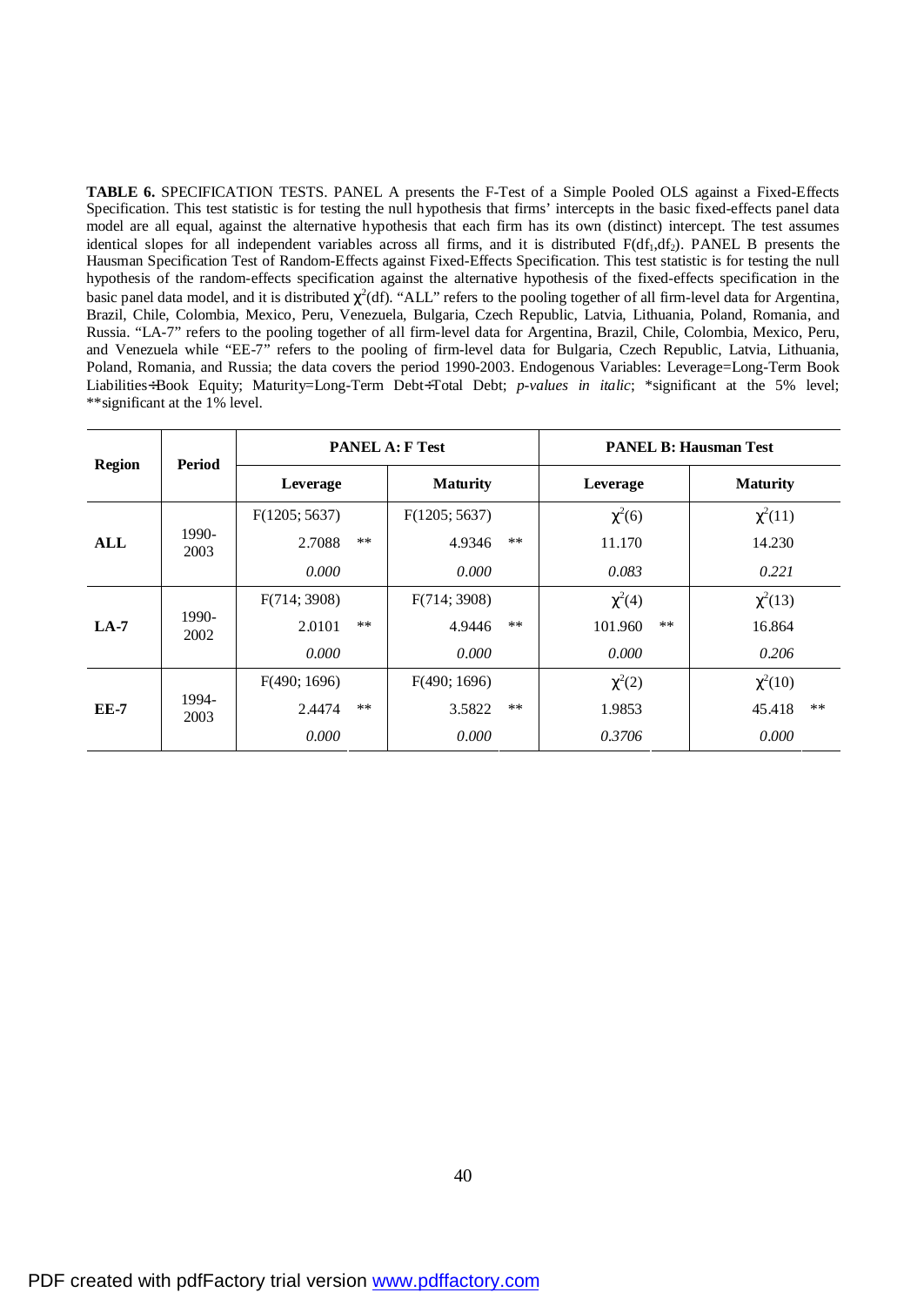**TABLE 6.** SPECIFICATION TESTS. PANEL A presents the F-Test of a Simple Pooled OLS against a Fixed-Effects Specification. This test statistic is for testing the null hypothesis that firms' intercepts in the basic fixed-effects panel data model are all equal, against the alternative hypothesis that each firm has its own (distinct) intercept. The test assumes identical slopes for all independent variables across all firms, and it is distributed $F(df_1,df_2)$. PANEL B presents the Hausman Specification Test of Random-Effects against Fixed-Effects Specification. This test statistic is for testing the null hypothesis of the random-effects specification against the alternative hypothesis of the fixed-effects specification in the basic panel data model, and it is distributed $\chi^2(df)$. "ALL" refers to the pooling together of all firm-level data for Argentina, Brazil, Chile, Colombia, Mexico, Peru, Venezuela, Bulgaria, Czech Republic, Latvia, Lithuania, Poland, Romania, and Russia. "LA-7" refers to the pooling together of all firm-level data for Argentina, Brazil, Chile, Colombia, Mexico, Peru, and Venezuela while "EE-7" refers to the pooling of firm-level data for Bulgaria, Czech Republic, Latvia, Lithuania, Poland, Romania, and Russia; the data covers the period 1990-2003. Endogenous Variables: Leverage=Long-Term Book Liabilities÷Book Equity; Maturity=Long-Term Debt÷Total Debt; *p-values in italic*; *significant at the 5% level; **significant at the 1% level.

| Region | Period | PANEL A: F Test | | PANEL B: Hausman Test | |
|---|---|---|---|---|---|
| | | Leverage | Maturity | Leverage | Maturity |
| ALL | 1990-2003 | F(1205; 5637) | F(1205; 5637) | $\chi^2(6)$ | $\chi^2(11)$ |
| | | 2.7088 ** | 4.9346 ** | 11.170 | 14.230 |
| | | *0.000* | *0.000* | *0.083* | *0.221* |
| LA-7 | 1990-2002 | F(714; 3908) | F(714; 3908) | $\chi^2(4)$ | $\chi^2(13)$ |
| | | 2.0101 ** | 4.9446 ** | 101.960 ** | 16.864 |
| | | *0.000* | *0.000* | *0.000* | *0.206* |
| EE-7 | 1994-2003 | F(490; 1696) | F(490; 1696) | $\chi^2(2)$ | $\chi^2(10)$ |
| | | 2.4474 ** | 3.5822 ** | 1.9853 | 45.418 ** |
| | | *0.000* | *0.000* | *0.3706* | *0.000* |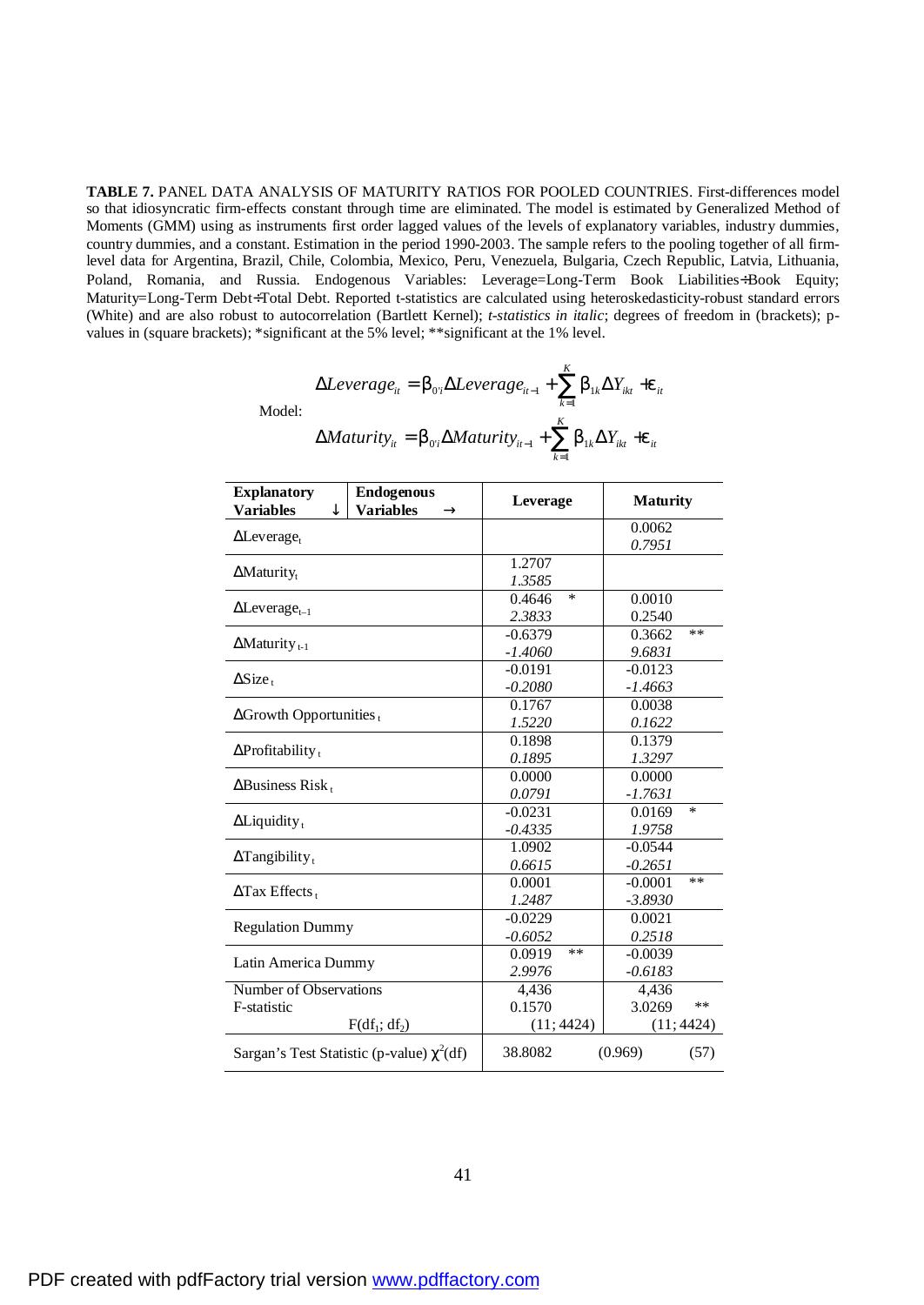**TABLE 7.** PANEL DATA ANALYSIS OF MATURITY RATIOS FOR POOLED COUNTRIES. First-differences model so that idiosyncratic firm-effects constant through time are eliminated. The model is estimated by Generalized Method of Moments (GMM) using as instruments first order lagged values of the levels of explanatory variables, industry dummies, country dummies, and a constant. Estimation in the period 1990-2003. The sample refers to the pooling together of all firm-level data for Argentina, Brazil, Chile, Colombia, Mexico, Peru, Venezuela, Bulgaria, Czech Republic, Latvia, Lithuania, Poland, Romania, and Russia. Endogenous Variables: Leverage=Long-Term Book Liabilities÷Book Equity; Maturity=Long-Term Debt÷Total Debt. Reported t-statistics are calculated using heteroskedasticity-robust standard errors (White) and are also robust to autocorrelation (Bartlett Kernel); *t-statistics in italic*; degrees of freedom in (brackets); p-values in (square brackets); *significant at the 5% level; **significant at the 1% level.

Model:

$$\Delta Leverage_{it} = \beta_{0'i} \Delta Leverage_{it-1} + \sum_{k=1}^{K} \beta_{1k} \Delta Y_{ikt} + \varepsilon_{it}$$

$$\Delta Maturity_{it} = \beta_{0'i} \Delta Maturity_{it-1} + \sum_{k=1}^{K} \beta_{1k} \Delta Y_{ikt} + \varepsilon_{it}$$

| **Explanatory Variables** ↓ / **Endogenous Variables** → | Leverage | Maturity |
|---|---|---|
| $\Delta$Leverage$_t$ | | 0.0062<br>*0.7951* |
| $\Delta$Maturity$_t$ | 1.2707<br>*1.3585* | |
| $\Delta$Leverage$_{t-1}$ | 0.4646 *<br>*2.3833* | 0.0010<br>0.2540 |
| $\Delta$Maturity$_{t-1}$ | -0.6379<br>*-1.4060* | 0.3662 **<br>*9.6831* |
| $\Delta$Size$_t$ | -0.0191<br>*-0.2080* | -0.0123<br>*-1.4663* |
| $\Delta$Growth Opportunities$_t$ | 0.1767<br>*1.5220* | 0.0038<br>*0.1622* |
| $\Delta$Profitability$_t$ | 0.1898<br>*0.1895* | 0.1379<br>*1.3297* |
| $\Delta$Business Risk$_t$ | 0.0000<br>*0.0791* | 0.0000<br>*-1.7631* |
| $\Delta$Liquidity$_t$ | -0.0231<br>*-0.4335* | 0.0169 *<br>*1.9758* |
| $\Delta$Tangibility$_t$ | 1.0902<br>*0.6615* | -0.0544<br>*-0.2651* |
| $\Delta$Tax Effects$_t$ | 0.0001<br>*1.2487* | -0.0001 **<br>*-3.8930* |
| Regulation Dummy | -0.0229<br>*-0.6052* | 0.0021<br>*0.2518* |
| Latin America Dummy | 0.0919 **<br>*2.9976* | -0.0039<br>*-0.6183* |
| Number of Observations | 4,436 | 4,436 |
| F-statistic | 0.1570 | 3.0269 ** |
| $F(df_1; df_2)$ | (11; 4424) | (11; 4424) |
| Sargan's Test Statistic (p-value) $\chi^2$(df) | 38.8082 (0.969) | (57) |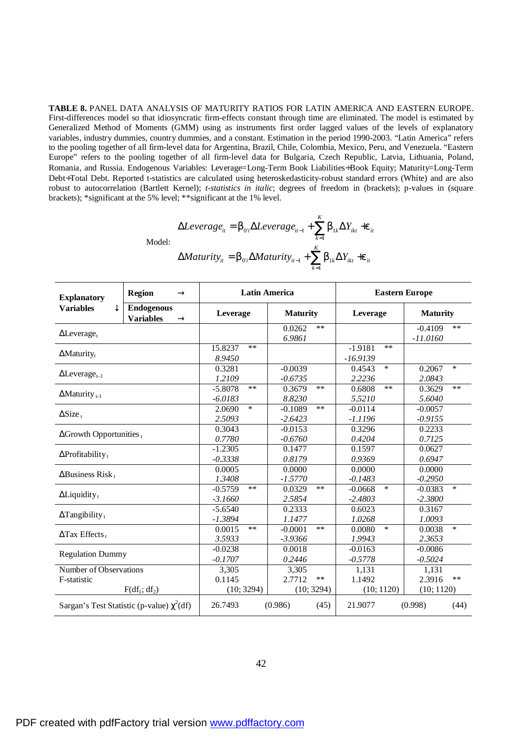**TABLE 8.** PANEL DATA ANALYSIS OF MATURITY RATIOS FOR LATIN AMERICA AND EASTERN EUROPE. First-differences model so that idiosyncratic firm-effects constant through time are eliminated. The model is estimated by Generalized Method of Moments (GMM) using as instruments first order lagged values of the levels of explanatory variables, industry dummies, country dummies, and a constant. Estimation in the period 1990-2003. "Latin America" refers to the pooling together of all firm-level data for Argentina, Brazil, Chile, Colombia, Mexico, Peru, and Venezuela. "Eastern Europe" refers to the pooling together of all firm-level data for Bulgaria, Czech Republic, Latvia, Lithuania, Poland, Romania, and Russia. Endogenous Variables: Leverage=Long-Term Book Liabilities÷Book Equity; Maturity=Long-Term Debt÷Total Debt. Reported t-statistics are calculated using heteroskedasticity-robust standard errors (White) and are also robust to autocorrelation (Bartlett Kernel); *t-statistics in italic*; degrees of freedom in (brackets); p-values in (square brackets); *significant at the 5% level; **significant at the 1% level.

Model:

$$\Delta Leverage_{it} = \beta_{0'i}\Delta Leverage_{it-1} + \sum_{k=1}^{K} \beta_{1k}\Delta Y_{ikt} + \varepsilon_{it}$$

$$\Delta Maturity_{it} = \beta_{0'i}\Delta Maturity_{it-1} + \sum_{k=1}^{K} \beta_{1k}\Delta Y_{ikt} + \varepsilon_{it}$$

| Explanatory Variables ↓ / Region → | Latin America | | Eastern Europe | |
|---|---|---|---|---|
| Endogenous Variables → | Leverage | Maturity | Leverage | Maturity |
| $\Delta$Leverage$_t$ | | 0.0262 ** <br> *6.9861* | | -0.4109 ** <br> *-11.0160* |
| $\Delta$Maturity$_t$ | 15.8237 ** <br> *8.9450* | | -1.9181 ** <br> *-16.9139* | |
| $\Delta$Leverage$_{t-1}$ | 0.3281 <br> *1.2109* | -0.0039 <br> *-0.6735* | 0.4543 * <br> *2.2236* | 0.2067 * <br> *2.0843* |
| $\Delta$Maturity$_{t-1}$ | -5.8078 ** <br> *-6.0183* | 0.3679 ** <br> *8.8230* | 0.6808 ** <br> *5.5210* | 0.3629 ** <br> *5.6040* |
| $\Delta$Size$_t$ | 2.0690 * <br> *2.5093* | -0.1089 ** <br> *-2.6423* | -0.0114 <br> *-1.1196* | -0.0057 <br> *-0.9155* |
| $\Delta$Growth Opportunities$_t$ | 0.3043 <br> *0.7780* | -0.0153 <br> *-0.6760* | 0.3296 <br> *0.4204* | 0.2233 <br> *0.7125* |
| $\Delta$Profitability$_t$ | -1.2305 <br> *-0.3338* | 0.1477 <br> *0.8179* | 0.1597 <br> *0.9369* | 0.0627 <br> *0.6947* |
| $\Delta$Business Risk$_t$ | 0.0005 <br> *1.3408* | 0.0000 <br> *-1.5770* | 0.0000 <br> *-0.1483* | 0.0000 <br> *-0.2950* |
| $\Delta$Liquidity$_t$ | -0.5759 ** <br> *-3.1660* | 0.0329 ** <br> *2.5854* | -0.0668 * <br> *-2.4803* | -0.0383 * <br> *-2.3800* |
| $\Delta$Tangibility$_t$ | -5.6540 <br> *-1.3894* | 0.2333 <br> *1.1477* | 0.6023 <br> *1.0268* | 0.3167 <br> *1.0093* |
| $\Delta$Tax Effects$_t$ | 0.0015 ** <br> *3.5933* | -0.0001 ** <br> *-3.9366* | 0.0080 * <br> *1.9943* | 0.0038 * <br> *2.3653* |
| Regulation Dummy | -0.0238 <br> *-0.1707* | 0.0018 <br> *0.2446* | -0.0163 <br> *-0.5778* | -0.0086 <br> *-0.5024* |
| Number of Observations | 3,305 | 3,305 | 1,131 | 1,131 |
| F-statistic | 0.1145 | 2.7712 ** | 1.1492 | 2.3916 ** |
| $F(df_1; df_2)$ | (10; 3294) | (10; 3294) | (10; 1120) | (10; 1120) |
| Sargan's Test Statistic (p-value) $\chi^2$(df) | 26.7493 | (0.986) (45) | 21.9077 | (0.998) (44) |